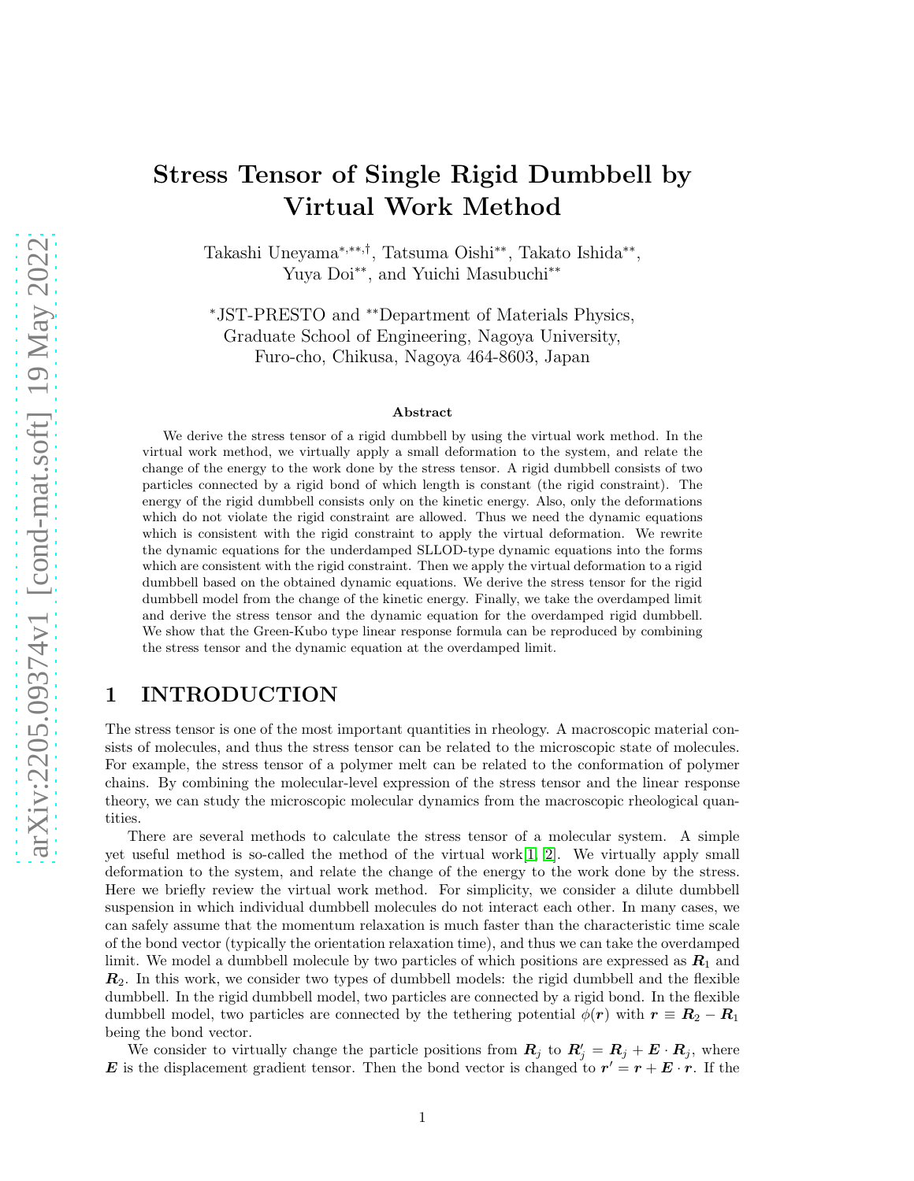# Stress Tensor of Single Rigid Dumbbell by Virtual Work Method

Takashi Uneyama[*,**,†], Tatsuma Oishi[**], Takato Ishida[**], Yuya Doi[**], and Yuichi Masubuchi[**]

[*]JST-PRESTO and [**]Department of Materials Physics, Graduate School of Engineering, Nagoya University, Furo-cho, Chikusa, Nagoya 464-8603, Japan

### Abstract

We derive the stress tensor of a rigid dumbbell by using the virtual work method. In the virtual work method, we virtually apply a small deformation to the system, and relate the change of the energy to the work done by the stress tensor. A rigid dumbbell consists of two particles connected by a rigid bond of which length is constant (the rigid constraint). The energy of the rigid dumbbell consists only on the kinetic energy. Also, only the deformations which do not violate the rigid constraint are allowed. Thus we need the dynamic equations which is consistent with the rigid constraint to apply the virtual deformation. We rewrite the dynamic equations for the underdamped SLLOD-type dynamic equations into the forms which are consistent with the rigid constraint. Then we apply the virtual deformation to a rigid dumbbell based on the obtained dynamic equations. We derive the stress tensor for the rigid dumbbell model from the change of the kinetic energy. Finally, we take the overdamped limit and derive the stress tensor and the dynamic equation for the overdamped rigid dumbbell. We show that the Green-Kubo type linear response formula can be reproduced by combining the stress tensor and the dynamic equation at the overdamped limit.

## 1 INTRODUCTION

The stress tensor is one of the most important quantities in rheology. A macroscopic material consists of molecules, and thus the stress tensor can be related to the microscopic state of molecules. For example, the stress tensor of a polymer melt can be related to the conformation of polymer chains. By combining the molecular-level expression of the stress tensor and the linear response theory, we can study the microscopic molecular dynamics from the macroscopic rheological quantities.

There are several methods to calculate the stress tensor of a molecular system. A simple yet useful method is so-called the method of the virtual work[1, 2]. We virtually apply small deformation to the system, and relate the change of the energy to the work done by the stress. Here we briefly review the virtual work method. For simplicity, we consider a dilute dumbbell suspension in which individual dumbbell molecules do not interact each other. In many cases, we can safely assume that the momentum relaxation is much faster than the characteristic time scale of the bond vector (typically the orientation relaxation time), and thus we can take the overdamped limit. We model a dumbbell molecule by two particles of which positions are expressed as $\boldsymbol{R}_1$ and $\boldsymbol{R}_2$. In this work, we consider two types of dumbbell models: the rigid dumbbell and the flexible dumbbell. In the rigid dumbbell model, two particles are connected by a rigid bond. In the flexible dumbbell model, two particles are connected by the tethering potential $\phi(\boldsymbol{r})$ with $\boldsymbol{r} \equiv \boldsymbol{R}_2 - \boldsymbol{R}_1$ being the bond vector.

We consider to virtually change the particle positions from $\boldsymbol{R}_j$ to $\boldsymbol{R}'_j = \boldsymbol{R}_j + \boldsymbol{E} \cdot \boldsymbol{R}_j$, where $\boldsymbol{E}$ is the displacement gradient tensor. Then the bond vector is changed to $\boldsymbol{r}' = \boldsymbol{r} + \boldsymbol{E} \cdot \boldsymbol{r}$. If the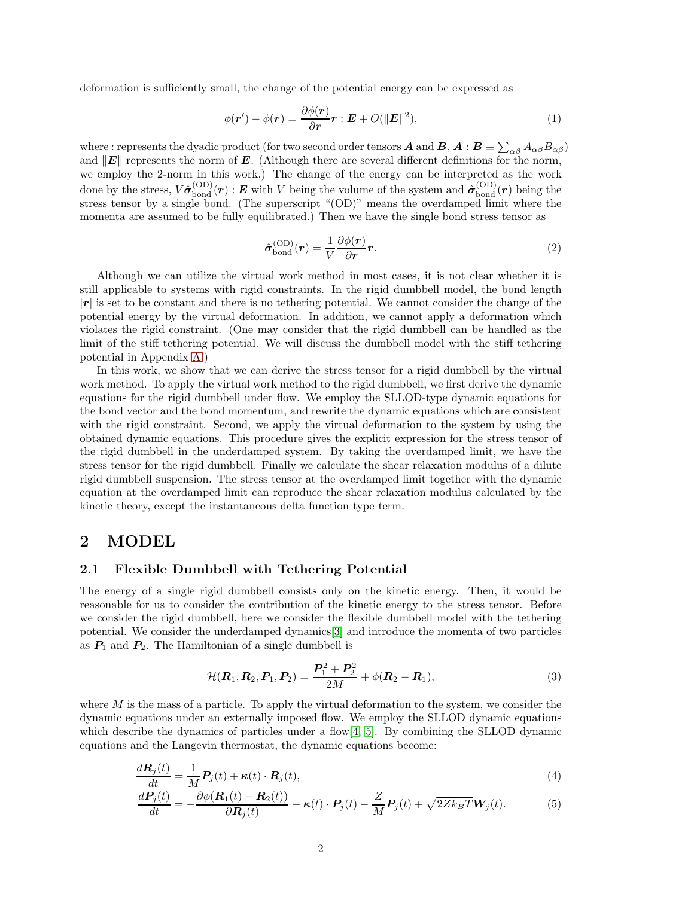deformation is sufficiently small, the change of the potential energy can be expressed as

$$\phi(\boldsymbol{r}') - \phi(\boldsymbol{r}) = \frac{\partial \phi(\boldsymbol{r})}{\partial \boldsymbol{r}} \boldsymbol{r} : \boldsymbol{E} + O(\|\boldsymbol{E}\|^2), \tag{1}$$

where : represents the dyadic product (for two second order tensors $\boldsymbol{A}$ and $\boldsymbol{B}$, $\boldsymbol{A} : \boldsymbol{B} \equiv \sum_{\alpha\beta} A_{\alpha\beta} B_{\alpha\beta}$) and $\|\boldsymbol{E}\|$ represents the norm of $\boldsymbol{E}$. (Although there are several different definitions for the norm, we employ the 2-norm in this work.) The change of the energy can be interpreted as the work done by the stress, $V \hat{\boldsymbol{\sigma}}_{\text{bond}}^{(\text{OD})}(\boldsymbol{r}) : \boldsymbol{E}$ with $V$ being the volume of the system and $\hat{\boldsymbol{\sigma}}_{\text{bond}}^{(\text{OD})}(\boldsymbol{r})$ being the stress tensor by a single bond. (The superscript "(OD)" means the overdamped limit where the momenta are assumed to be fully equilibrated.) Then we have the single bond stress tensor as

$$\hat{\boldsymbol{\sigma}}_{\text{bond}}^{(\text{OD})}(\boldsymbol{r}) = \frac{1}{V} \frac{\partial \phi(\boldsymbol{r})}{\partial \boldsymbol{r}} \boldsymbol{r}. \tag{2}$$

Although we can utilize the virtual work method in most cases, it is not clear whether it is still applicable to systems with rigid constraints. In the rigid dumbbell model, the bond length $|\boldsymbol{r}|$ is set to be constant and there is no tethering potential. We cannot consider the change of the potential energy by the virtual deformation. In addition, we cannot apply a deformation which violates the rigid constraint. (One may consider that the rigid dumbbell can be handled as the limit of the stiff tethering potential. We will discuss the dumbbell model with the stiff tethering potential in Appendix A.)

In this work, we show that we can derive the stress tensor for a rigid dumbbell by the virtual work method. To apply the virtual work method to the rigid dumbbell, we first derive the dynamic equations for the rigid dumbbell under flow. We employ the SLLOD-type dynamic equations for the bond vector and the bond momentum, and rewrite the dynamic equations which are consistent with the rigid constraint. Second, we apply the virtual deformation to the system by using the obtained dynamic equations. This procedure gives the explicit expression for the stress tensor of the rigid dumbbell in the underdamped system. By taking the overdamped limit, we have the stress tensor for the rigid dumbbell. Finally we calculate the shear relaxation modulus of a dilute rigid dumbbell suspension. The stress tensor at the overdamped limit together with the dynamic equation at the overdamped limit can reproduce the shear relaxation modulus calculated by the kinetic theory, except the instantaneous delta function type term.

## 2 MODEL

### 2.1 Flexible Dumbbell with Tethering Potential

The energy of a single rigid dumbbell consists only on the kinetic energy. Then, it would be reasonable for us to consider the contribution of the kinetic energy to the stress tensor. Before we consider the rigid dumbbell, here we consider the flexible dumbbell model with the tethering potential. We consider the underdamped dynamics[3] and introduce the momenta of two particles as $\boldsymbol{P}_1$ and $\boldsymbol{P}_2$. The Hamiltonian of a single dumbbell is

$$\mathcal{H}(\boldsymbol{R}_1, \boldsymbol{R}_2, \boldsymbol{P}_1, \boldsymbol{P}_2) = \frac{\boldsymbol{P}_1^2 + \boldsymbol{P}_2^2}{2M} + \phi(\boldsymbol{R}_2 - \boldsymbol{R}_1), \tag{3}$$

where $M$ is the mass of a particle. To apply the virtual deformation to the system, we consider the dynamic equations under an externally imposed flow. We employ the SLLOD dynamic equations which describe the dynamics of particles under a flow[4, 5]. By combining the SLLOD dynamic equations and the Langevin thermostat, the dynamic equations become:

$$\frac{d\boldsymbol{R}_j(t)}{dt} = \frac{1}{M}\boldsymbol{P}_j(t) + \boldsymbol{\kappa}(t) \cdot \boldsymbol{R}_j(t), \tag{4}$$

$$\frac{d\boldsymbol{P}_j(t)}{dt} = -\frac{\partial \phi(\boldsymbol{R}_1(t) - \boldsymbol{R}_2(t))}{\partial \boldsymbol{R}_j(t)} - \boldsymbol{\kappa}(t) \cdot \boldsymbol{P}_j(t) - \frac{Z}{M}\boldsymbol{P}_j(t) + \sqrt{2Zk_BT}\boldsymbol{W}_j(t). \tag{5}$$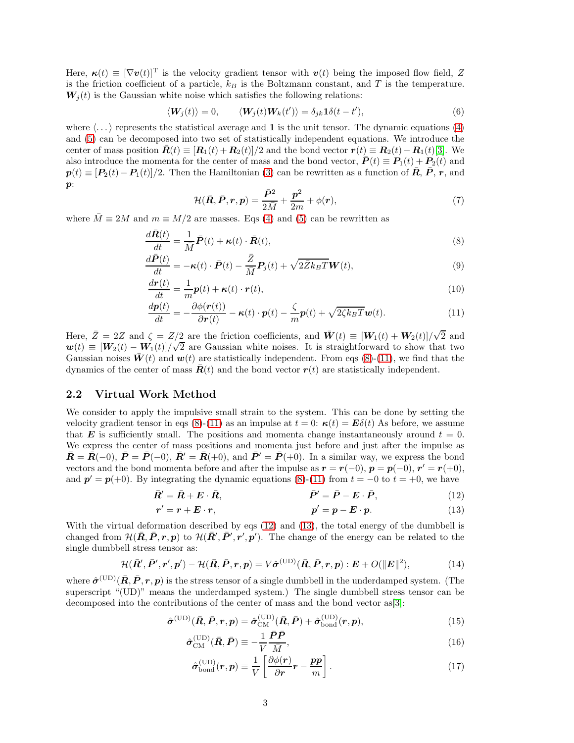Here, $\boldsymbol{\kappa}(t) \equiv [\nabla \boldsymbol{v}(t)]^{\mathrm{T}}$ is the velocity gradient tensor with $\boldsymbol{v}(t)$ being the imposed flow field, $Z$ is the friction coefficient of a particle, $k_B$ is the Boltzmann constant, and $T$ is the temperature. $\boldsymbol{W}_j(t)$ is the Gaussian white noise which satisfies the following relations:

$$
\langle \boldsymbol{W}_j(t) \rangle = 0, \qquad \langle \boldsymbol{W}_j(t) \boldsymbol{W}_k(t') \rangle = \delta_{jk} \mathbf{1} \delta(t - t'), \tag{6}
$$

where $\langle \dots \rangle$ represents the statistical average and $\mathbf{1}$ is the unit tensor. The dynamic equations (4) and (5) can be decomposed into two set of statistically independent equations. We introduce the center of mass position $\bar{\boldsymbol{R}}(t) \equiv [\boldsymbol{R}_1(t) + \boldsymbol{R}_2(t)]/2$ and the bond vector $\boldsymbol{r}(t) \equiv \boldsymbol{R}_2(t) - \boldsymbol{R}_1(t)$[3]. We also introduce the momenta for the center of mass and the bond vector, $\bar{\boldsymbol{P}}(t) \equiv \boldsymbol{P}_1(t) + \boldsymbol{P}_2(t)$ and $\boldsymbol{p}(t) \equiv [\boldsymbol{P}_2(t) - \boldsymbol{P}_1(t)]/2$. Then the Hamiltonian (3) can be rewritten as a function of $\bar{\boldsymbol{R}}$, $\bar{\boldsymbol{P}}$, $\boldsymbol{r}$, and $\boldsymbol{p}$:

$$
\mathcal{H}(\bar{\boldsymbol{R}}, \bar{\boldsymbol{P}}, \boldsymbol{r}, \boldsymbol{p}) = \frac{\bar{\boldsymbol{P}}^2}{2\bar{M}} + \frac{\boldsymbol{p}^2}{2m} + \phi(\boldsymbol{r}), \tag{7}
$$

where $\bar{M} \equiv 2M$ and $m \equiv M/2$ are masses. Eqs (4) and (5) can be rewritten as

$$
\frac{d\bar{\boldsymbol{R}}(t)}{dt} = \frac{1}{\bar{M}} \bar{\boldsymbol{P}}(t) + \boldsymbol{\kappa}(t) \cdot \bar{\boldsymbol{R}}(t), \tag{8}
$$

$$
\frac{d\bar{\boldsymbol{P}}(t)}{dt} = -\boldsymbol{\kappa}(t) \cdot \bar{\boldsymbol{P}}(t) - \frac{\bar{Z}}{\bar{M}} \boldsymbol{P}_j(t) + \sqrt{2\bar{Z} k_B T} \boldsymbol{W}(t), \tag{9}
$$

$$
\frac{d\boldsymbol{r}(t)}{dt} = \frac{1}{m} \boldsymbol{p}(t) + \boldsymbol{\kappa}(t) \cdot \boldsymbol{r}(t), \tag{10}
$$

$$
\frac{d\boldsymbol{p}(t)}{dt} = -\frac{\partial \phi(\boldsymbol{r}(t))}{\partial \boldsymbol{r}(t)} - \boldsymbol{\kappa}(t) \cdot \boldsymbol{p}(t) - \frac{\zeta}{m} \boldsymbol{p}(t) + \sqrt{2\zeta k_B T} \boldsymbol{w}(t). \tag{11}
$$

Here, $\bar{Z} = 2Z$ and $\zeta = Z/2$ are the friction coefficients, and $\bar{\boldsymbol{W}}(t) \equiv [\boldsymbol{W}_1(t) + \boldsymbol{W}_2(t)]/\sqrt{2}$ and $\boldsymbol{w}(t) \equiv [\boldsymbol{W}_2(t) - \boldsymbol{W}_1(t)]/\sqrt{2}$ are Gaussian white noises. It is straightforward to show that two Gaussian noises $\bar{\boldsymbol{W}}(t)$ and $\boldsymbol{w}(t)$ are statistically independent. From eqs (8)-(11), we find that the dynamics of the center of mass $\bar{\boldsymbol{R}}(t)$ and the bond vector $\boldsymbol{r}(t)$ are statistically independent.

## 2.2 Virtual Work Method

We consider to apply the impulsive small strain to the system. This can be done by setting the velocity gradient tensor in eqs (8)-(11) as an impulse at $t = 0$: $\boldsymbol{\kappa}(t) = \boldsymbol{E}\delta(t)$ As before, we assume that $\boldsymbol{E}$ is sufficiently small. The positions and momenta change instantaneously around $t = 0$. We express the center of mass positions and momenta just before and just after the impulse as $\bar{\boldsymbol{R}} = \bar{\boldsymbol{R}}(-0)$, $\bar{\boldsymbol{P}} = \bar{\boldsymbol{P}}(-0)$, $\bar{\boldsymbol{R}}' = \bar{\boldsymbol{R}}(+0)$, and $\bar{\boldsymbol{P}}' = \bar{\boldsymbol{P}}(+0)$. In a similar way, we express the bond vectors and the bond momenta before and after the impulse as $\boldsymbol{r} = \boldsymbol{r}(-0)$, $\boldsymbol{p} = \boldsymbol{p}(-0)$, $\boldsymbol{r}' = \boldsymbol{r}(+0)$, and $\boldsymbol{p}' = \boldsymbol{p}(+0)$. By integrating the dynamic equations (8)-(11) from $t = -0$ to $t = +0$, we have

$$
\bar{\boldsymbol{R}}' = \bar{\boldsymbol{R}} + \boldsymbol{E} \cdot \bar{\boldsymbol{R}}, \qquad \bar{\boldsymbol{P}}' = \bar{\boldsymbol{P}} - \boldsymbol{E} \cdot \bar{\boldsymbol{P}}, \tag{12}
$$

$$
\boldsymbol{r}' = \boldsymbol{r} + \boldsymbol{E} \cdot \boldsymbol{r}, \qquad \boldsymbol{p}' = \boldsymbol{p} - \boldsymbol{E} \cdot \boldsymbol{p}. \tag{13}
$$

With the virtual deformation described by eqs (12) and (13), the total energy of the dumbbell is changed from $\mathcal{H}(\bar{\boldsymbol{R}}, \bar{\boldsymbol{P}}, \boldsymbol{r}, \boldsymbol{p})$ to $\mathcal{H}(\bar{\boldsymbol{R}}', \bar{\boldsymbol{P}}', \boldsymbol{r}', \boldsymbol{p}')$. The change of the energy can be related to the single dumbbell stress tensor as:

$$
\mathcal{H}(\bar{\boldsymbol{R}}', \bar{\boldsymbol{P}}', \boldsymbol{r}', \boldsymbol{p}') - \mathcal{H}(\bar{\boldsymbol{R}}, \bar{\boldsymbol{P}}, \boldsymbol{r}, \boldsymbol{p}) = V \hat{\boldsymbol{\sigma}}^{(\mathrm{UD})}(\bar{\boldsymbol{R}}, \bar{\boldsymbol{P}}, \boldsymbol{r}, \boldsymbol{p}) : \boldsymbol{E} + O(\|\boldsymbol{E}\|^2), \tag{14}
$$

where $\hat{\boldsymbol{\sigma}}^{(\mathrm{UD})}(\bar{\boldsymbol{R}}, \bar{\boldsymbol{P}}, \boldsymbol{r}, \boldsymbol{p})$ is the stress tensor of a single dumbbell in the underdamped system. (The superscript "(UD)" means the underdamped system.) The single dumbbell stress tensor can be decomposed into the contributions of the center of mass and the bond vector as[3]:

$$
\hat{\boldsymbol{\sigma}}^{(\mathrm{UD})}(\bar{\boldsymbol{R}}, \bar{\boldsymbol{P}}, \boldsymbol{r}, \boldsymbol{p}) = \hat{\boldsymbol{\sigma}}_{\mathrm{CM}}^{(\mathrm{UD})}(\bar{\boldsymbol{R}}, \bar{\boldsymbol{P}}) + \hat{\boldsymbol{\sigma}}_{\mathrm{bond}}^{(\mathrm{UD})}(\boldsymbol{r}, \boldsymbol{p}), \tag{15}
$$

$$
\hat{\boldsymbol{\sigma}}_{\mathrm{CM}}^{(\mathrm{UD})}(\bar{\boldsymbol{R}}, \bar{\boldsymbol{P}}) \equiv -\frac{1}{V} \frac{\bar{\boldsymbol{P}} \bar{\boldsymbol{P}}}{\bar{M}}, \tag{16}
$$

$$
\hat{\boldsymbol{\sigma}}_{\mathrm{bond}}^{(\mathrm{UD})}(\boldsymbol{r}, \boldsymbol{p}) \equiv \frac{1}{V} \left[ \frac{\partial \phi(\boldsymbol{r})}{\partial \boldsymbol{r}} \boldsymbol{r} - \frac{\boldsymbol{p}\boldsymbol{p}}{m} \right]. \tag{17}
$$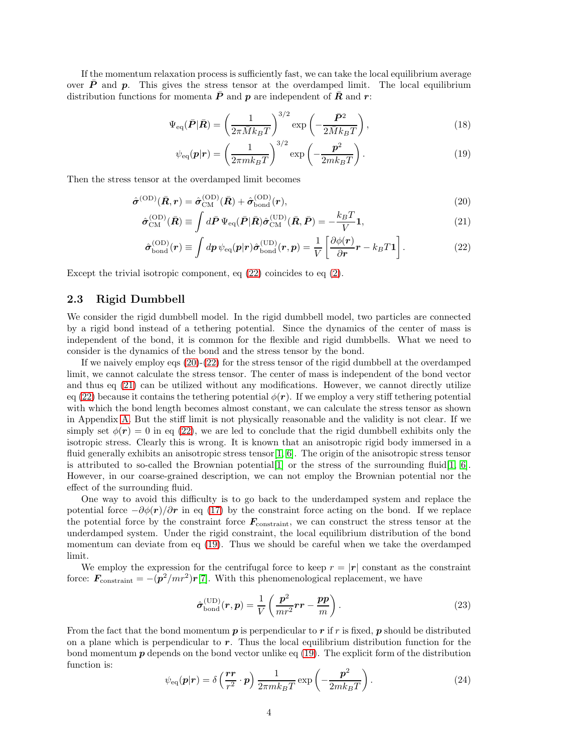If the momentum relaxation process is sufficiently fast, we can take the local equilibrium average over $\bar{\boldsymbol{P}}$ and $\boldsymbol{p}$. This gives the stress tensor at the overdamped limit. The local equilibrium distribution functions for momenta $\bar{\boldsymbol{P}}$ and $\boldsymbol{p}$ are independent of $\bar{\boldsymbol{R}}$ and $\boldsymbol{r}$:

$$\Psi_{\mathrm{eq}}(\bar{\boldsymbol{P}}|\bar{\boldsymbol{R}}) = \left(\frac{1}{2\pi \bar{M} k_B T}\right)^{3/2} \exp\left(-\frac{\bar{\boldsymbol{P}}^2}{2\bar{M} k_B T}\right), \tag{18}$$

$$\psi_{\mathrm{eq}}(\boldsymbol{p}|\boldsymbol{r}) = \left(\frac{1}{2\pi m k_B T}\right)^{3/2} \exp\left(-\frac{\boldsymbol{p}^2}{2 m k_B T}\right). \tag{19}$$

Then the stress tensor at the overdamped limit becomes

$$\hat{\boldsymbol{\sigma}}^{(\mathrm{OD})}(\bar{\boldsymbol{R}}, \boldsymbol{r}) = \hat{\boldsymbol{\sigma}}^{(\mathrm{OD})}_{\mathrm{CM}}(\bar{\boldsymbol{R}}) + \hat{\boldsymbol{\sigma}}^{(\mathrm{OD})}_{\mathrm{bond}}(\boldsymbol{r}), \tag{20}$$

$$\hat{\boldsymbol{\sigma}}^{(\mathrm{OD})}_{\mathrm{CM}}(\bar{\boldsymbol{R}}) \equiv \int d\bar{\boldsymbol{P}}\, \Psi_{\mathrm{eq}}(\bar{\boldsymbol{P}}|\bar{\boldsymbol{R}}) \hat{\boldsymbol{\sigma}}^{(\mathrm{UD})}_{\mathrm{CM}}(\bar{\boldsymbol{R}}, \bar{\boldsymbol{P}}) = -\frac{k_B T}{V}\mathbf{1}, \tag{21}$$

$$\hat{\boldsymbol{\sigma}}^{(\mathrm{OD})}_{\mathrm{bond}}(\boldsymbol{r}) \equiv \int d\boldsymbol{p}\, \psi_{\mathrm{eq}}(\boldsymbol{p}|\boldsymbol{r}) \hat{\boldsymbol{\sigma}}^{(\mathrm{UD})}_{\mathrm{bond}}(\boldsymbol{r}, \boldsymbol{p}) = \frac{1}{V}\left[\frac{\partial \phi(\boldsymbol{r})}{\partial \boldsymbol{r}}\boldsymbol{r} - k_B T \mathbf{1}\right]. \tag{22}$$

Except the trivial isotropic component, eq (22) coincides to eq (2).

## 2.3 Rigid Dumbbell

We consider the rigid dumbbell model. In the rigid dumbbell model, two particles are connected by a rigid bond instead of a tethering potential. Since the dynamics of the center of mass is independent of the bond, it is common for the flexible and rigid dumbbells. What we need to consider is the dynamics of the bond and the stress tensor by the bond.

If we naively employ eqs (20)-(22) for the stress tensor of the rigid dumbbell at the overdamped limit, we cannot calculate the stress tensor. The center of mass is independent of the bond vector and thus eq (21) can be utilized without any modifications. However, we cannot directly utilize eq (22) because it contains the tethering potential $\phi(\boldsymbol{r})$. If we employ a very stiff tethering potential with which the bond length becomes almost constant, we can calculate the stress tensor as shown in Appendix A. But the stiff limit is not physically reasonable and the validity is not clear. If we simply set $\phi(\boldsymbol{r}) = 0$ in eq (22), we are led to conclude that the rigid dumbbell exhibits only the isotropic stress. Clearly this is wrong. It is known that an anisotropic rigid body immersed in a fluid generally exhibits an anisotropic stress tensor[1, 6]. The origin of the anisotropic stress tensor is attributed to so-called the Brownian potential[1] or the stress of the surrounding fluid[1, 6]. However, in our coarse-grained description, we can not employ the Brownian potential nor the effect of the surrounding fluid.

One way to avoid this difficulty is to go back to the underdamped system and replace the potential force $-\partial\phi(\boldsymbol{r})/\partial\boldsymbol{r}$ in eq (17) by the constraint force acting on the bond. If we replace the potential force by the constraint force $\boldsymbol{F}_{\mathrm{constraint}}$, we can construct the stress tensor at the underdamped system. Under the rigid constraint, the local equilibrium distribution of the bond momentum can deviate from eq (19). Thus we should be careful when we take the overdamped limit.

We employ the expression for the centrifugal force to keep $r = |\boldsymbol{r}|$ constant as the constraint force: $\boldsymbol{F}_{\mathrm{constraint}} = -(\boldsymbol{p}^2/mr^2)\boldsymbol{r}$[7]. With this phenomenological replacement, we have

$$\hat{\boldsymbol{\sigma}}^{(\mathrm{UD})}_{\mathrm{bond}}(\boldsymbol{r}, \boldsymbol{p}) = \frac{1}{V}\left(\frac{\boldsymbol{p}^2}{mr^2}\boldsymbol{r}\boldsymbol{r} - \frac{\boldsymbol{p}\boldsymbol{p}}{m}\right). \tag{23}$$

From the fact that the bond momentum $\boldsymbol{p}$ is perpendicular to $\boldsymbol{r}$ if $r$ is fixed, $\boldsymbol{p}$ should be distributed on a plane which is perpendicular to $\boldsymbol{r}$. Thus the local equilibrium distribution function for the bond momentum $\boldsymbol{p}$ depends on the bond vector unlike eq (19). The explicit form of the distribution function is:

$$\psi_{\mathrm{eq}}(\boldsymbol{p}|\boldsymbol{r}) = \delta\left(\frac{\boldsymbol{r}\boldsymbol{r}}{r^2}\cdot\boldsymbol{p}\right)\frac{1}{2\pi m k_B T}\exp\left(-\frac{\boldsymbol{p}^2}{2 m k_B T}\right). \tag{24}$$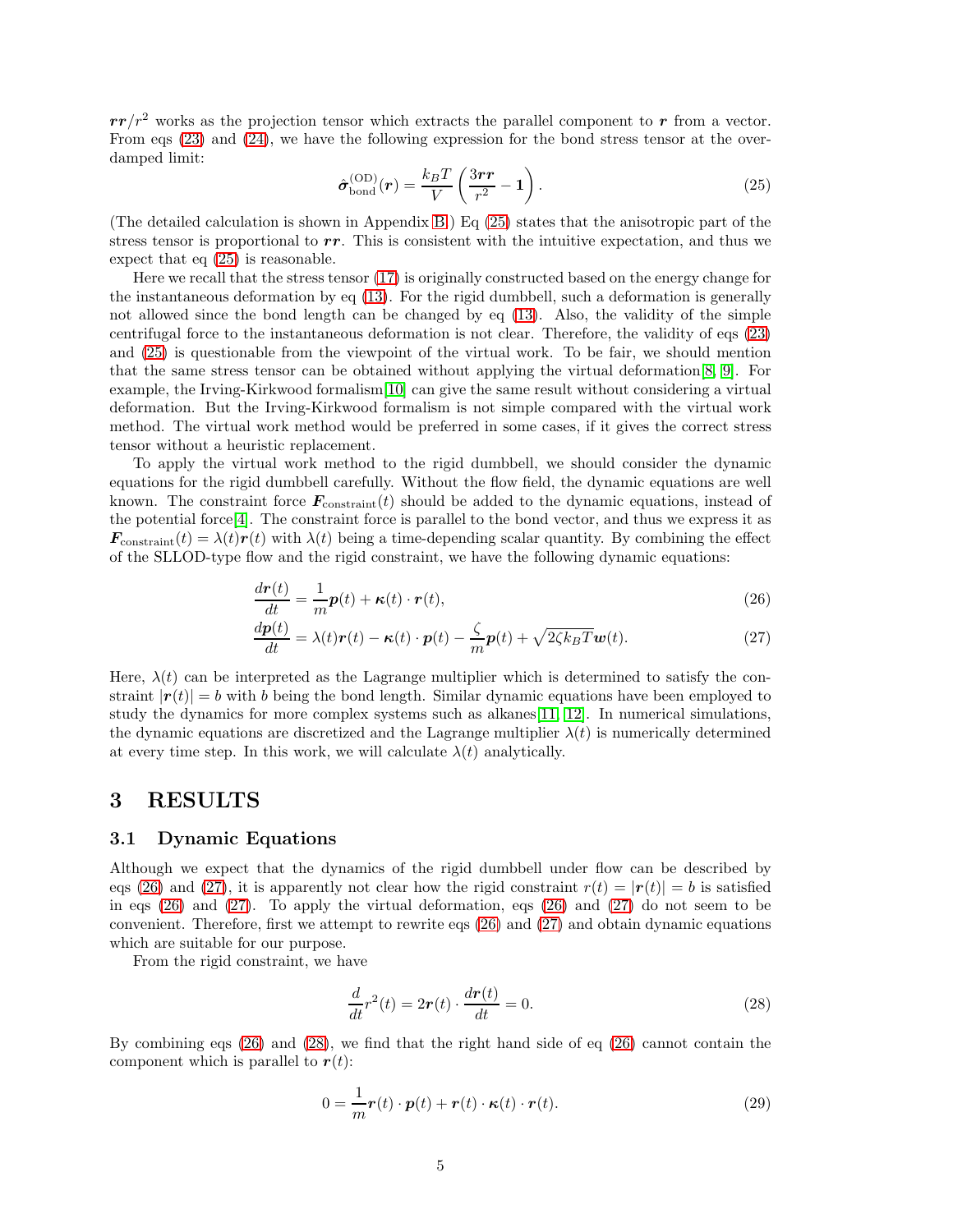$\boldsymbol{r}\boldsymbol{r}/r^2$ works as the projection tensor which extracts the parallel component to $\boldsymbol{r}$ from a vector. From eqs (23) and (24), we have the following expression for the bond stress tensor at the overdamped limit:

$$\hat{\boldsymbol{\sigma}}_{\text{bond}}^{(\text{OD})}(\boldsymbol{r}) = \frac{k_B T}{V} \left( \frac{3\boldsymbol{r}\boldsymbol{r}}{r^2} - \boldsymbol{1} \right). \tag{25}$$

(The detailed calculation is shown in Appendix B.) Eq (25) states that the anisotropic part of the stress tensor is proportional to $\boldsymbol{r}\boldsymbol{r}$. This is consistent with the intuitive expectation, and thus we expect that eq (25) is reasonable.

Here we recall that the stress tensor (17) is originally constructed based on the energy change for the instantaneous deformation by eq (13). For the rigid dumbbell, such a deformation is generally not allowed since the bond length can be changed by eq (13). Also, the validity of the simple centrifugal force to the instantaneous deformation is not clear. Therefore, the validity of eqs (23) and (25) is questionable from the viewpoint of the virtual work. To be fair, we should mention that the same stress tensor can be obtained without applying the virtual deformation[8, 9]. For example, the Irving-Kirkwood formalism[10] can give the same result without considering a virtual deformation. But the Irving-Kirkwood formalism is not simple compared with the virtual work method. The virtual work method would be preferred in some cases, if it gives the correct stress tensor without a heuristic replacement.

To apply the virtual work method to the rigid dumbbell, we should consider the dynamic equations for the rigid dumbbell carefully. Without the flow field, the dynamic equations are well known. The constraint force $\boldsymbol{F}_{\text{constraint}}(t)$ should be added to the dynamic equations, instead of the potential force[4]. The constraint force is parallel to the bond vector, and thus we express it as $\boldsymbol{F}_{\text{constraint}}(t) = \lambda(t)\boldsymbol{r}(t)$ with $\lambda(t)$ being a time-depending scalar quantity. By combining the effect of the SLLOD-type flow and the rigid constraint, we have the following dynamic equations:

$$\frac{d\boldsymbol{r}(t)}{dt} = \frac{1}{m}\boldsymbol{p}(t) + \boldsymbol{\kappa}(t) \cdot \boldsymbol{r}(t), \tag{26}$$

$$\frac{d\boldsymbol{p}(t)}{dt} = \lambda(t)\boldsymbol{r}(t) - \boldsymbol{\kappa}(t) \cdot \boldsymbol{p}(t) - \frac{\zeta}{m}\boldsymbol{p}(t) + \sqrt{2\zeta k_B T}\boldsymbol{w}(t). \tag{27}$$

Here, $\lambda(t)$ can be interpreted as the Lagrange multiplier which is determined to satisfy the constraint $|\boldsymbol{r}(t)| = b$ with $b$ being the bond length. Similar dynamic equations have been employed to study the dynamics for more complex systems such as alkanes[11, 12]. In numerical simulations, the dynamic equations are discretized and the Lagrange multiplier $\lambda(t)$ is numerically determined at every time step. In this work, we will calculate $\lambda(t)$ analytically.

# 3 RESULTS

## 3.1 Dynamic Equations

Although we expect that the dynamics of the rigid dumbbell under flow can be described by eqs (26) and (27), it is apparently not clear how the rigid constraint $r(t) = |\boldsymbol{r}(t)| = b$ is satisfied in eqs (26) and (27). To apply the virtual deformation, eqs (26) and (27) do not seem to be convenient. Therefore, first we attempt to rewrite eqs (26) and (27) and obtain dynamic equations which are suitable for our purpose.

From the rigid constraint, we have

$$\frac{d}{dt} r^2(t) = 2\boldsymbol{r}(t) \cdot \frac{d\boldsymbol{r}(t)}{dt} = 0. \tag{28}$$

By combining eqs (26) and (28), we find that the right hand side of eq (26) cannot contain the component which is parallel to $\boldsymbol{r}(t)$:

$$0 = \frac{1}{m}\boldsymbol{r}(t) \cdot \boldsymbol{p}(t) + \boldsymbol{r}(t) \cdot \boldsymbol{\kappa}(t) \cdot \boldsymbol{r}(t). \tag{29}$$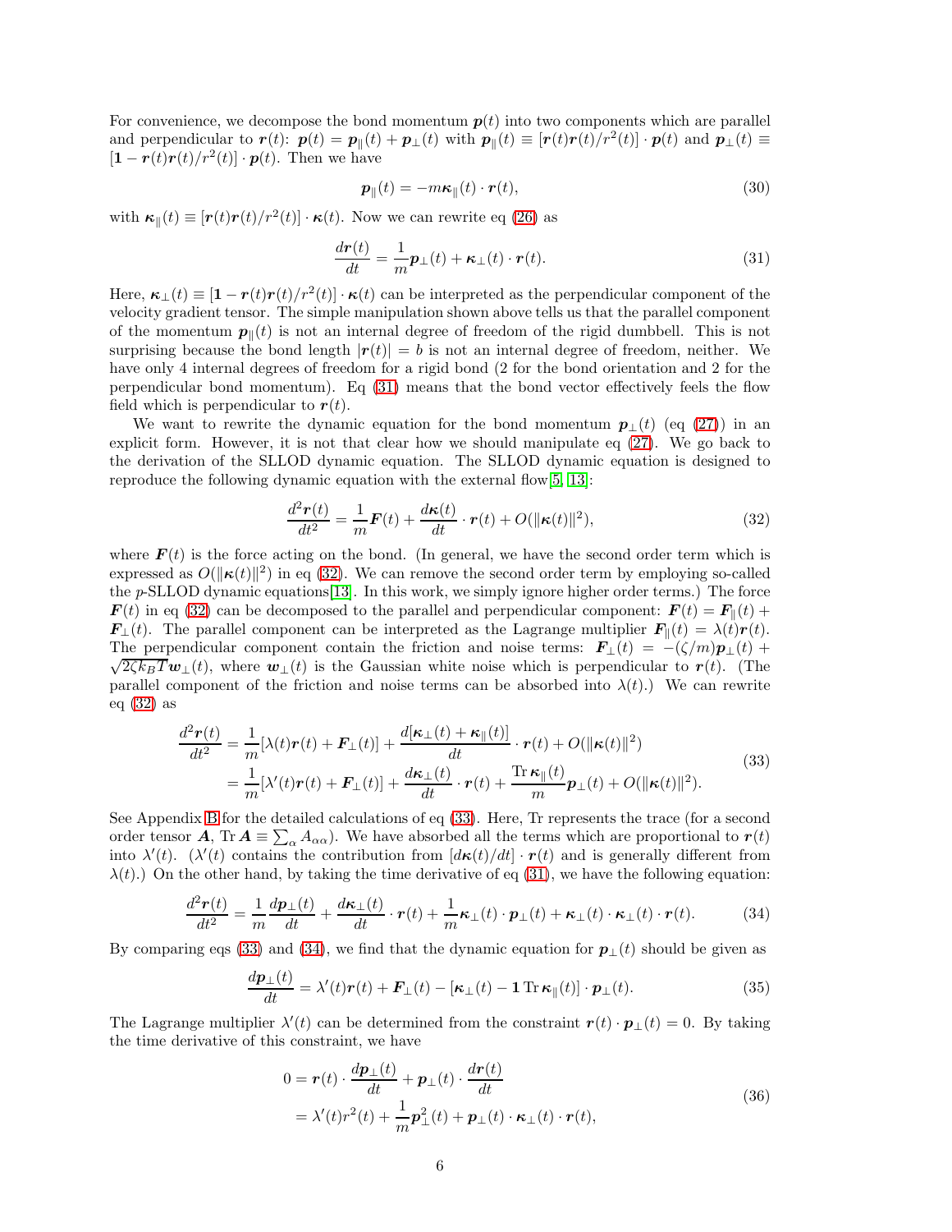For convenience, we decompose the bond momentum $\boldsymbol{p}(t)$ into two components which are parallel and perpendicular to $\boldsymbol{r}(t)$: $\boldsymbol{p}(t) = \boldsymbol{p}_{\parallel}(t) + \boldsymbol{p}_{\perp}(t)$ with $\boldsymbol{p}_{\parallel}(t) \equiv [\boldsymbol{r}(t)\boldsymbol{r}(t)/r^2(t)] \cdot \boldsymbol{p}(t)$ and $\boldsymbol{p}_{\perp}(t) \equiv [\boldsymbol{1} - \boldsymbol{r}(t)\boldsymbol{r}(t)/r^2(t)] \cdot \boldsymbol{p}(t)$. Then we have

$$\boldsymbol{p}_{\parallel}(t) = -m\boldsymbol{\kappa}_{\parallel}(t) \cdot \boldsymbol{r}(t), \tag{30}$$

with $\boldsymbol{\kappa}_{\parallel}(t) \equiv [\boldsymbol{r}(t)\boldsymbol{r}(t)/r^2(t)] \cdot \boldsymbol{\kappa}(t)$. Now we can rewrite eq (26) as

$$\frac{d\boldsymbol{r}(t)}{dt} = \frac{1}{m}\boldsymbol{p}_{\perp}(t) + \boldsymbol{\kappa}_{\perp}(t) \cdot \boldsymbol{r}(t). \tag{31}$$

Here, $\boldsymbol{\kappa}_{\perp}(t) \equiv [\boldsymbol{1} - \boldsymbol{r}(t)\boldsymbol{r}(t)/r^2(t)] \cdot \boldsymbol{\kappa}(t)$ can be interpreted as the perpendicular component of the velocity gradient tensor. The simple manipulation shown above tells us that the parallel component of the momentum $\boldsymbol{p}_{\parallel}(t)$ is not an internal degree of freedom of the rigid dumbbell. This is not surprising because the bond length $|\boldsymbol{r}(t)| = b$ is not an internal degree of freedom, neither. We have only 4 internal degrees of freedom for a rigid bond (2 for the bond orientation and 2 for the perpendicular bond momentum). Eq (31) means that the bond vector effectively feels the flow field which is perpendicular to $\boldsymbol{r}(t)$.

We want to rewrite the dynamic equation for the bond momentum $\boldsymbol{p}_{\perp}(t)$ (eq (27)) in an explicit form. However, it is not that clear how we should manipulate eq (27). We go back to the derivation of the SLLOD dynamic equation. The SLLOD dynamic equation is designed to reproduce the following dynamic equation with the external flow[5, 13]:

$$\frac{d^2\boldsymbol{r}(t)}{dt^2} = \frac{1}{m}\boldsymbol{F}(t) + \frac{d\boldsymbol{\kappa}(t)}{dt} \cdot \boldsymbol{r}(t) + O(\|\boldsymbol{\kappa}(t)\|^2), \tag{32}$$

where $\boldsymbol{F}(t)$ is the force acting on the bond. (In general, we have the second order term which is expressed as $O(\|\boldsymbol{\kappa}(t)\|^2)$ in eq (32). We can remove the second order term by employing so-called the *p*-SLLOD dynamic equations[13]. In this work, we simply ignore higher order terms.) The force $\boldsymbol{F}(t)$ in eq (32) can be decomposed to the parallel and perpendicular component: $\boldsymbol{F}(t) = \boldsymbol{F}_{\parallel}(t) + \boldsymbol{F}_{\perp}(t)$. The parallel component can be interpreted as the Lagrange multiplier $\boldsymbol{F}_{\parallel}(t) = \lambda(t)\boldsymbol{r}(t)$. The perpendicular component contain the friction and noise terms: $\boldsymbol{F}_{\perp}(t) = -(\zeta/m)\boldsymbol{p}_{\perp}(t) + \sqrt{2\zeta k_B T}\boldsymbol{w}_{\perp}(t)$, where $\boldsymbol{w}_{\perp}(t)$ is the Gaussian white noise which is perpendicular to $\boldsymbol{r}(t)$. (The parallel component of the friction and noise terms can be absorbed into $\lambda(t)$.) We can rewrite eq (32) as

$$\begin{aligned} \frac{d^2\boldsymbol{r}(t)}{dt^2} &= \frac{1}{m}[\lambda(t)\boldsymbol{r}(t) + \boldsymbol{F}_{\perp}(t)] + \frac{d[\boldsymbol{\kappa}_{\perp}(t) + \boldsymbol{\kappa}_{\parallel}(t)]}{dt} \cdot \boldsymbol{r}(t) + O(\|\boldsymbol{\kappa}(t)\|^2) \\ &= \frac{1}{m}[\lambda'(t)\boldsymbol{r}(t) + \boldsymbol{F}_{\perp}(t)] + \frac{d\boldsymbol{\kappa}_{\perp}(t)}{dt} \cdot \boldsymbol{r}(t) + \frac{\operatorname{Tr}\boldsymbol{\kappa}_{\parallel}(t)}{m}\boldsymbol{p}_{\perp}(t) + O(\|\boldsymbol{\kappa}(t)\|^2). \end{aligned} \tag{33}$$

See Appendix B for the detailed calculations of eq (33). Here, Tr represents the trace (for a second order tensor $\boldsymbol{A}$, $\operatorname{Tr}\boldsymbol{A} \equiv \sum_{\alpha} A_{\alpha\alpha}$). We have absorbed all the terms which are proportional to $\boldsymbol{r}(t)$ into $\lambda'(t)$. ($\lambda'(t)$ contains the contribution from $[d\boldsymbol{\kappa}(t)/dt] \cdot \boldsymbol{r}(t)$ and is generally different from $\lambda(t)$.) On the other hand, by taking the time derivative of eq (31), we have the following equation:

$$\frac{d^2\boldsymbol{r}(t)}{dt^2} = \frac{1}{m}\frac{d\boldsymbol{p}_{\perp}(t)}{dt} + \frac{d\boldsymbol{\kappa}_{\perp}(t)}{dt} \cdot \boldsymbol{r}(t) + \frac{1}{m}\boldsymbol{\kappa}_{\perp}(t) \cdot \boldsymbol{p}_{\perp}(t) + \boldsymbol{\kappa}_{\perp}(t) \cdot \boldsymbol{\kappa}_{\perp}(t) \cdot \boldsymbol{r}(t). \tag{34}$$

By comparing eqs (33) and (34), we find that the dynamic equation for $\boldsymbol{p}_{\perp}(t)$ should be given as

$$\frac{d\boldsymbol{p}_{\perp}(t)}{dt} = \lambda'(t)\boldsymbol{r}(t) + \boldsymbol{F}_{\perp}(t) - [\boldsymbol{\kappa}_{\perp}(t) - \boldsymbol{1}\operatorname{Tr}\boldsymbol{\kappa}_{\parallel}(t)] \cdot \boldsymbol{p}_{\perp}(t). \tag{35}$$

The Lagrange multiplier $\lambda'(t)$ can be determined from the constraint $\boldsymbol{r}(t) \cdot \boldsymbol{p}_{\perp}(t) = 0$. By taking the time derivative of this constraint, we have

$$\begin{aligned} 0 &= \boldsymbol{r}(t) \cdot \frac{d\boldsymbol{p}_{\perp}(t)}{dt} + \boldsymbol{p}_{\perp}(t) \cdot \frac{d\boldsymbol{r}(t)}{dt} \\ &= \lambda'(t)r^2(t) + \frac{1}{m}\boldsymbol{p}_{\perp}^2(t) + \boldsymbol{p}_{\perp}(t) \cdot \boldsymbol{\kappa}_{\perp}(t) \cdot \boldsymbol{r}(t), \end{aligned} \tag{36}$$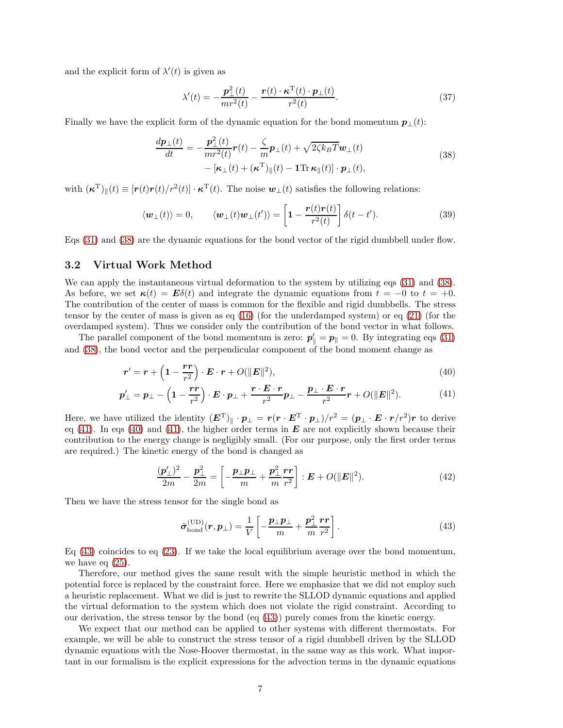and the explicit form of $\lambda'(t)$ is given as

$$
\lambda'(t) = -\frac{\boldsymbol{p}_{\perp}^2(t)}{m r^2(t)} - \frac{\boldsymbol{r}(t)\cdot\boldsymbol{\kappa}^{\mathrm{T}}(t)\cdot\boldsymbol{p}_{\perp}(t)}{r^2(t)}. \tag{37}
$$

Finally we have the explicit form of the dynamic equation for the bond momentum $\boldsymbol{p}_{\perp}(t)$:

$$
\begin{aligned}
\frac{d\boldsymbol{p}_{\perp}(t)}{dt} = & -\frac{\boldsymbol{p}_{\perp}^2(t)}{m r^2(t)}\boldsymbol{r}(t) - \frac{\zeta}{m}\boldsymbol{p}_{\perp}(t) + \sqrt{2\zeta k_B T}\,\boldsymbol{w}_{\perp}(t) \\
& - [\boldsymbol{\kappa}_{\perp}(t) + (\boldsymbol{\kappa}^{\mathrm{T}})_{\parallel}(t) - \mathbf{1}\operatorname{Tr}\boldsymbol{\kappa}_{\parallel}(t)]\cdot\boldsymbol{p}_{\perp}(t),
\end{aligned} \tag{38}
$$

with $(\boldsymbol{\kappa}^{\mathrm{T}})_{\parallel}(t) \equiv [\boldsymbol{r}(t)\boldsymbol{r}(t)/r^2(t)]\cdot\boldsymbol{\kappa}^{\mathrm{T}}(t)$. The noise $\boldsymbol{w}_{\perp}(t)$ satisfies the following relations:

$$
\langle \boldsymbol{w}_{\perp}(t)\rangle = 0, \qquad \langle \boldsymbol{w}_{\perp}(t)\boldsymbol{w}_{\perp}(t')\rangle = \left[\mathbf{1} - \frac{\boldsymbol{r}(t)\boldsymbol{r}(t)}{r^2(t)}\right]\delta(t-t'). \tag{39}
$$

Eqs (31) and (38) are the dynamic equations for the bond vector of the rigid dumbbell under flow.

## 3.2 Virtual Work Method

We can apply the instantaneous virtual deformation to the system by utilizing eqs (31) and (38). As before, we set $\boldsymbol{\kappa}(t) = \boldsymbol{E}\delta(t)$ and integrate the dynamic equations from $t = -0$ to $t = +0$. The contribution of the center of mass is common for the flexible and rigid dumbbells. The stress tensor by the center of mass is given as eq (16) (for the underdamped system) or eq (21) (for the overdamped system). Thus we consider only the contribution of the bond vector in what follows.

The parallel component of the bond momentum is zero: $\boldsymbol{p}_{\parallel}' = \boldsymbol{p}_{\parallel} = 0$. By integrating eqs (31) and (38), the bond vector and the perpendicular component of the bond moment change as

$$
\boldsymbol{r}' = \boldsymbol{r} + \left(\mathbf{1} - \frac{\boldsymbol{r}\boldsymbol{r}}{r^2}\right)\cdot\boldsymbol{E}\cdot\boldsymbol{r} + O(\|\boldsymbol{E}\|^2), \tag{40}
$$

$$
\boldsymbol{p}_{\perp}' = \boldsymbol{p}_{\perp} - \left(\mathbf{1} - \frac{\boldsymbol{r}\boldsymbol{r}}{r^2}\right)\cdot\boldsymbol{E}\cdot\boldsymbol{p}_{\perp} + \frac{\boldsymbol{r}\cdot\boldsymbol{E}\cdot\boldsymbol{r}}{r^2}\boldsymbol{p}_{\perp} - \frac{\boldsymbol{p}_{\perp}\cdot\boldsymbol{E}\cdot\boldsymbol{r}}{r^2}\boldsymbol{r} + O(\|\boldsymbol{E}\|^2). \tag{41}
$$

Here, we have utilized the identity $(\boldsymbol{E}^{\mathrm{T}})_{\parallel}\cdot\boldsymbol{p}_{\perp} = \boldsymbol{r}(\boldsymbol{r}\cdot\boldsymbol{E}^{\mathrm{T}}\cdot\boldsymbol{p}_{\perp})/r^2 = (\boldsymbol{p}_{\perp}\cdot\boldsymbol{E}\cdot\boldsymbol{r}/r^2)\boldsymbol{r}$ to derive eq (41). In eqs (40) and (41), the higher order terms in $\boldsymbol{E}$ are not explicitly shown because their contribution to the energy change is negligibly small. (For our purpose, only the first order terms are required.) The kinetic energy of the bond is changed as

$$
\frac{(\boldsymbol{p}_{\perp}')^2}{2m} - \frac{\boldsymbol{p}_{\perp}^2}{2m} = \left[-\frac{\boldsymbol{p}_{\perp}\boldsymbol{p}_{\perp}}{m} + \frac{\boldsymbol{p}_{\perp}^2}{m}\frac{\boldsymbol{r}\boldsymbol{r}}{r^2}\right] : \boldsymbol{E} + O(\|\boldsymbol{E}\|^2). \tag{42}
$$

Then we have the stress tensor for the single bond as

$$
\hat{\boldsymbol{\sigma}}_{\text{bond}}^{(\text{UD})}(\boldsymbol{r}, \boldsymbol{p}_{\perp}) = \frac{1}{V}\left[-\frac{\boldsymbol{p}_{\perp}\boldsymbol{p}_{\perp}}{m} + \frac{\boldsymbol{p}_{\perp}^2}{m}\frac{\boldsymbol{r}\boldsymbol{r}}{r^2}\right]. \tag{43}
$$

Eq (43) coincides to eq (23). If we take the local equilibrium average over the bond momentum, we have eq (25).

Therefore, our method gives the same result with the simple heuristic method in which the potential force is replaced by the constraint force. Here we emphasize that we did not employ such a heuristic replacement. What we did is just to rewrite the SLLOD dynamic equations and applied the virtual deformation to the system which does not violate the rigid constraint. According to our derivation, the stress tensor by the bond (eq (43)) purely comes from the kinetic energy.

We expect that our method can be applied to other systems with different thermostats. For example, we will be able to construct the stress tensor of a rigid dumbbell driven by the SLLOD dynamic equations with the Nose-Hoover thermostat, in the same way as this work. What important in our formalism is the explicit expressions for the advection terms in the dynamic equations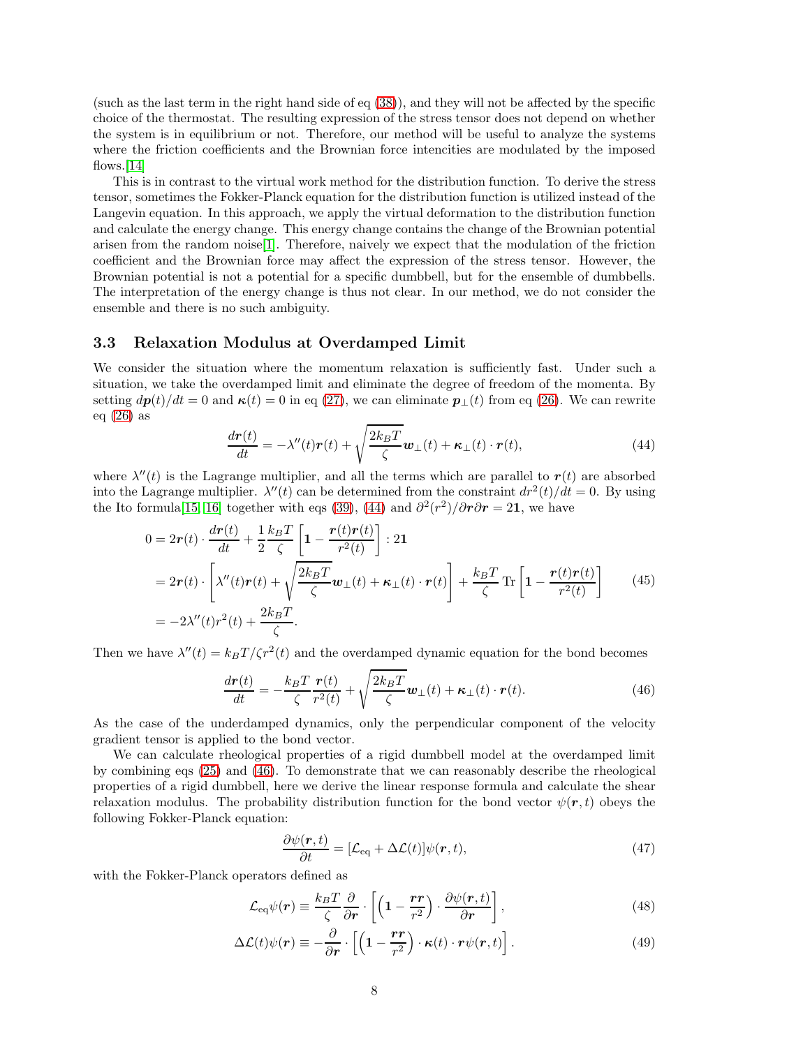(such as the last term in the right hand side of eq (38)), and they will not be affected by the specific choice of the thermostat. The resulting expression of the stress tensor does not depend on whether the system is in equilibrium or not. Therefore, our method will be useful to analyze the systems where the friction coefficients and the Brownian force intencities are modulated by the imposed flows.[14]

This is in contrast to the virtual work method for the distribution function. To derive the stress tensor, sometimes the Fokker-Planck equation for the distribution function is utilized instead of the Langevin equation. In this approach, we apply the virtual deformation to the distribution function and calculate the energy change. This energy change contains the change of the Brownian potential arisen from the random noise[1]. Therefore, naively we expect that the modulation of the friction coefficient and the Brownian force may affect the expression of the stress tensor. However, the Brownian potential is not a potential for a specific dumbbell, but for the ensemble of dumbbells. The interpretation of the energy change is thus not clear. In our method, we do not consider the ensemble and there is no such ambiguity.

### 3.3 Relaxation Modulus at Overdamped Limit

We consider the situation where the momentum relaxation is sufficiently fast. Under such a situation, we take the overdamped limit and eliminate the degree of freedom of the momenta. By setting $d\boldsymbol{p}(t)/dt = 0$ and $\boldsymbol{\kappa}(t) = 0$ in eq (27), we can eliminate $\boldsymbol{p}_{\perp}(t)$ from eq (26). We can rewrite eq (26) as

$$\frac{d\boldsymbol{r}(t)}{dt} = -\lambda''(t)\boldsymbol{r}(t) + \sqrt{\frac{2k_B T}{\zeta}}\boldsymbol{w}_{\perp}(t) + \boldsymbol{\kappa}_{\perp}(t) \cdot \boldsymbol{r}(t), \tag{44}$$

where $\lambda''(t)$ is the Lagrange multiplier, and all the terms which are parallel to $\boldsymbol{r}(t)$ are absorbed into the Lagrange multiplier. $\lambda''(t)$ can be determined from the constraint $dr^2(t)/dt = 0$. By using the Ito formula[15, 16] together with eqs (39), (44) and $\partial^2(r^2)/\partial\boldsymbol{r}\partial\boldsymbol{r} = 2\mathbf{1}$, we have

$$\begin{aligned}
0 &= 2\boldsymbol{r}(t) \cdot \frac{d\boldsymbol{r}(t)}{dt} + \frac{1}{2}\frac{k_B T}{\zeta}\left[\mathbf{1} - \frac{\boldsymbol{r}(t)\boldsymbol{r}(t)}{r^2(t)}\right] : 2\mathbf{1} \\
&= 2\boldsymbol{r}(t) \cdot \left[\lambda''(t)\boldsymbol{r}(t) + \sqrt{\frac{2k_B T}{\zeta}}\boldsymbol{w}_{\perp}(t) + \boldsymbol{\kappa}_{\perp}(t) \cdot \boldsymbol{r}(t)\right] + \frac{k_B T}{\zeta}\operatorname{Tr}\left[\mathbf{1} - \frac{\boldsymbol{r}(t)\boldsymbol{r}(t)}{r^2(t)}\right] \\
&= -2\lambda''(t)r^2(t) + \frac{2k_B T}{\zeta}.
\end{aligned} \tag{45}$$

Then we have $\lambda''(t) = k_B T/\zeta r^2(t)$ and the overdamped dynamic equation for the bond becomes

$$\frac{d\boldsymbol{r}(t)}{dt} = -\frac{k_B T}{\zeta}\frac{\boldsymbol{r}(t)}{r^2(t)} + \sqrt{\frac{2k_B T}{\zeta}}\boldsymbol{w}_{\perp}(t) + \boldsymbol{\kappa}_{\perp}(t) \cdot \boldsymbol{r}(t). \tag{46}$$

As the case of the underdamped dynamics, only the perpendicular component of the velocity gradient tensor is applied to the bond vector.

We can calculate rheological properties of a rigid dumbbell model at the overdamped limit by combining eqs (25) and (46). To demonstrate that we can reasonably describe the rheological properties of a rigid dumbbell, here we derive the linear response formula and calculate the shear relaxation modulus. The probability distribution function for the bond vector $\psi(\boldsymbol{r}, t)$ obeys the following Fokker-Planck equation:

$$\frac{\partial \psi(\boldsymbol{r}, t)}{\partial t} = [\mathcal{L}_{\mathrm{eq}} + \Delta\mathcal{L}(t)]\psi(\boldsymbol{r}, t), \tag{47}$$

with the Fokker-Planck operators defined as

$$\mathcal{L}_{\mathrm{eq}}\psi(\boldsymbol{r}) \equiv \frac{k_B T}{\zeta}\frac{\partial}{\partial \boldsymbol{r}} \cdot \left[\left(\mathbf{1} - \frac{\boldsymbol{r}\boldsymbol{r}}{r^2}\right) \cdot \frac{\partial \psi(\boldsymbol{r}, t)}{\partial \boldsymbol{r}}\right], \tag{48}$$

$$\Delta\mathcal{L}(t)\psi(\boldsymbol{r}) \equiv -\frac{\partial}{\partial \boldsymbol{r}} \cdot \left[\left(\mathbf{1} - \frac{\boldsymbol{r}\boldsymbol{r}}{r^2}\right) \cdot \boldsymbol{\kappa}(t) \cdot \boldsymbol{r}\psi(\boldsymbol{r}, t)\right]. \tag{49}$$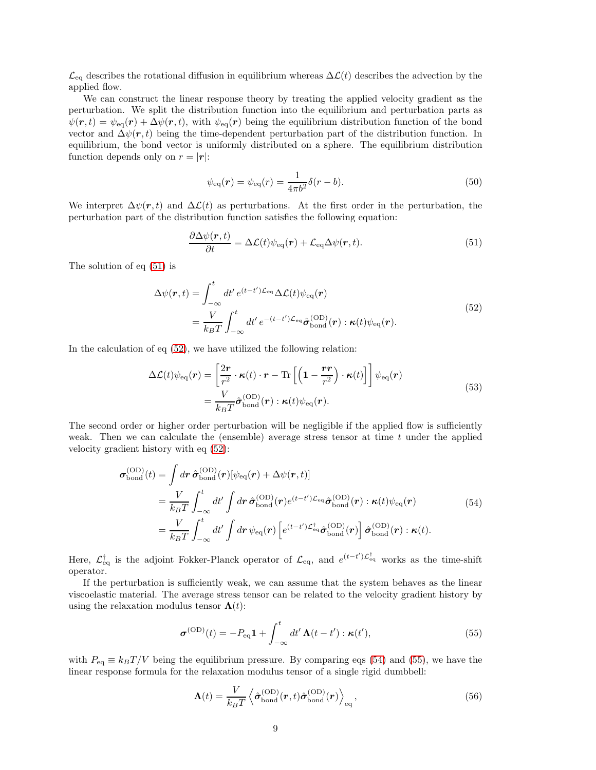$\mathcal{L}_{\text{eq}}$ describes the rotational diffusion in equilibrium whereas $\Delta\mathcal{L}(t)$ describes the advection by the applied flow.

We can construct the linear response theory by treating the applied velocity gradient as the perturbation. We split the distribution function into the equilibrium and perturbation parts as $\psi(\boldsymbol{r}, t) = \psi_{\text{eq}}(\boldsymbol{r}) + \Delta\psi(\boldsymbol{r}, t)$, with $\psi_{\text{eq}}(\boldsymbol{r})$ being the equilibrium distribution function of the bond vector and $\Delta\psi(\boldsymbol{r}, t)$ being the time-dependent perturbation part of the distribution function. In equilibrium, the bond vector is uniformly distributed on a sphere. The equilibrium distribution function depends only on $r = |\boldsymbol{r}|$:

$$\psi_{\text{eq}}(\boldsymbol{r}) = \psi_{\text{eq}}(r) = \frac{1}{4\pi b^2}\delta(r - b). \tag{50}$$

We interpret $\Delta\psi(\boldsymbol{r}, t)$ and $\Delta\mathcal{L}(t)$ as perturbations. At the first order in the perturbation, the perturbation part of the distribution function satisfies the following equation:

$$\frac{\partial \Delta\psi(\boldsymbol{r}, t)}{\partial t} = \Delta\mathcal{L}(t)\psi_{\text{eq}}(\boldsymbol{r}) + \mathcal{L}_{\text{eq}}\Delta\psi(\boldsymbol{r}, t). \tag{51}$$

The solution of eq (51) is

$$\begin{aligned}
\Delta\psi(\boldsymbol{r}, t) &= \int_{-\infty}^{t} dt' \, e^{(t-t')\mathcal{L}_{\text{eq}}} \Delta\mathcal{L}(t)\psi_{\text{eq}}(\boldsymbol{r}) \\
&= \frac{V}{k_B T}\int_{-\infty}^{t} dt' \, e^{-(t-t')\mathcal{L}_{\text{eq}}} \hat{\boldsymbol{\sigma}}^{(\text{OD})}_{\text{bond}}(\boldsymbol{r}) : \boldsymbol{\kappa}(t)\psi_{\text{eq}}(\boldsymbol{r}).
\end{aligned} \tag{52}$$

In the calculation of eq (52), we have utilized the following relation:

$$\begin{aligned}
\Delta\mathcal{L}(t)\psi_{\text{eq}}(\boldsymbol{r}) &= \left[\frac{2\boldsymbol{r}}{r^2}\cdot\boldsymbol{\kappa}(t)\cdot\boldsymbol{r} - \operatorname{Tr}\left[\left(\mathbf{1} - \frac{\boldsymbol{r}\boldsymbol{r}}{r^2}\right)\cdot\boldsymbol{\kappa}(t)\right]\right]\psi_{\text{eq}}(\boldsymbol{r}) \\
&= \frac{V}{k_B T}\hat{\boldsymbol{\sigma}}^{(\text{OD})}_{\text{bond}}(\boldsymbol{r}) : \boldsymbol{\kappa}(t)\psi_{\text{eq}}(\boldsymbol{r}).
\end{aligned} \tag{53}$$

The second order or higher order perturbation will be negligible if the applied flow is sufficiently weak. Then we can calculate the (ensemble) average stress tensor at time $t$ under the applied velocity gradient history with eq (52):

$$\begin{aligned}
\boldsymbol{\sigma}^{(\text{OD})}_{\text{bond}}(t) &= \int d\boldsymbol{r}\,\hat{\boldsymbol{\sigma}}^{(\text{OD})}_{\text{bond}}(\boldsymbol{r})[\psi_{\text{eq}}(\boldsymbol{r}) + \Delta\psi(\boldsymbol{r}, t)] \\
&= \frac{V}{k_B T}\int_{-\infty}^{t} dt' \int d\boldsymbol{r}\,\hat{\boldsymbol{\sigma}}^{(\text{OD})}_{\text{bond}}(\boldsymbol{r}) e^{(t-t')\mathcal{L}_{\text{eq}}}\hat{\boldsymbol{\sigma}}^{(\text{OD})}_{\text{bond}}(\boldsymbol{r}) : \boldsymbol{\kappa}(t)\psi_{\text{eq}}(\boldsymbol{r}) \\
&= \frac{V}{k_B T}\int_{-\infty}^{t} dt' \int d\boldsymbol{r}\,\psi_{\text{eq}}(\boldsymbol{r})\left[e^{(t-t')\mathcal{L}^{\dagger}_{\text{eq}}}\hat{\boldsymbol{\sigma}}^{(\text{OD})}_{\text{bond}}(\boldsymbol{r})\right]\hat{\boldsymbol{\sigma}}^{(\text{OD})}_{\text{bond}}(\boldsymbol{r}) : \boldsymbol{\kappa}(t).
\end{aligned} \tag{54}$$

Here, $\mathcal{L}^{\dagger}_{\text{eq}}$ is the adjoint Fokker-Planck operator of $\mathcal{L}_{\text{eq}}$, and $e^{(t-t')\mathcal{L}^{\dagger}_{\text{eq}}}$ works as the time-shift operator.

If the perturbation is sufficiently weak, we can assume that the system behaves as the linear viscoelastic material. The average stress tensor can be related to the velocity gradient history by using the relaxation modulus tensor $\boldsymbol{\Lambda}(t)$:

$$\boldsymbol{\sigma}^{(\text{OD})}(t) = -P_{\text{eq}}\mathbf{1} + \int_{-\infty}^{t} dt'\,\boldsymbol{\Lambda}(t - t') : \boldsymbol{\kappa}(t'), \tag{55}$$

with $P_{\text{eq}} \equiv k_B T/V$ being the equilibrium pressure. By comparing eqs (54) and (55), we have the linear response formula for the relaxation modulus tensor of a single rigid dumbbell:

$$\boldsymbol{\Lambda}(t) = \frac{V}{k_B T}\left\langle \hat{\boldsymbol{\sigma}}^{(\text{OD})}_{\text{bond}}(\boldsymbol{r}, t)\hat{\boldsymbol{\sigma}}^{(\text{OD})}_{\text{bond}}(\boldsymbol{r})\right\rangle_{\text{eq}}, \tag{56}$$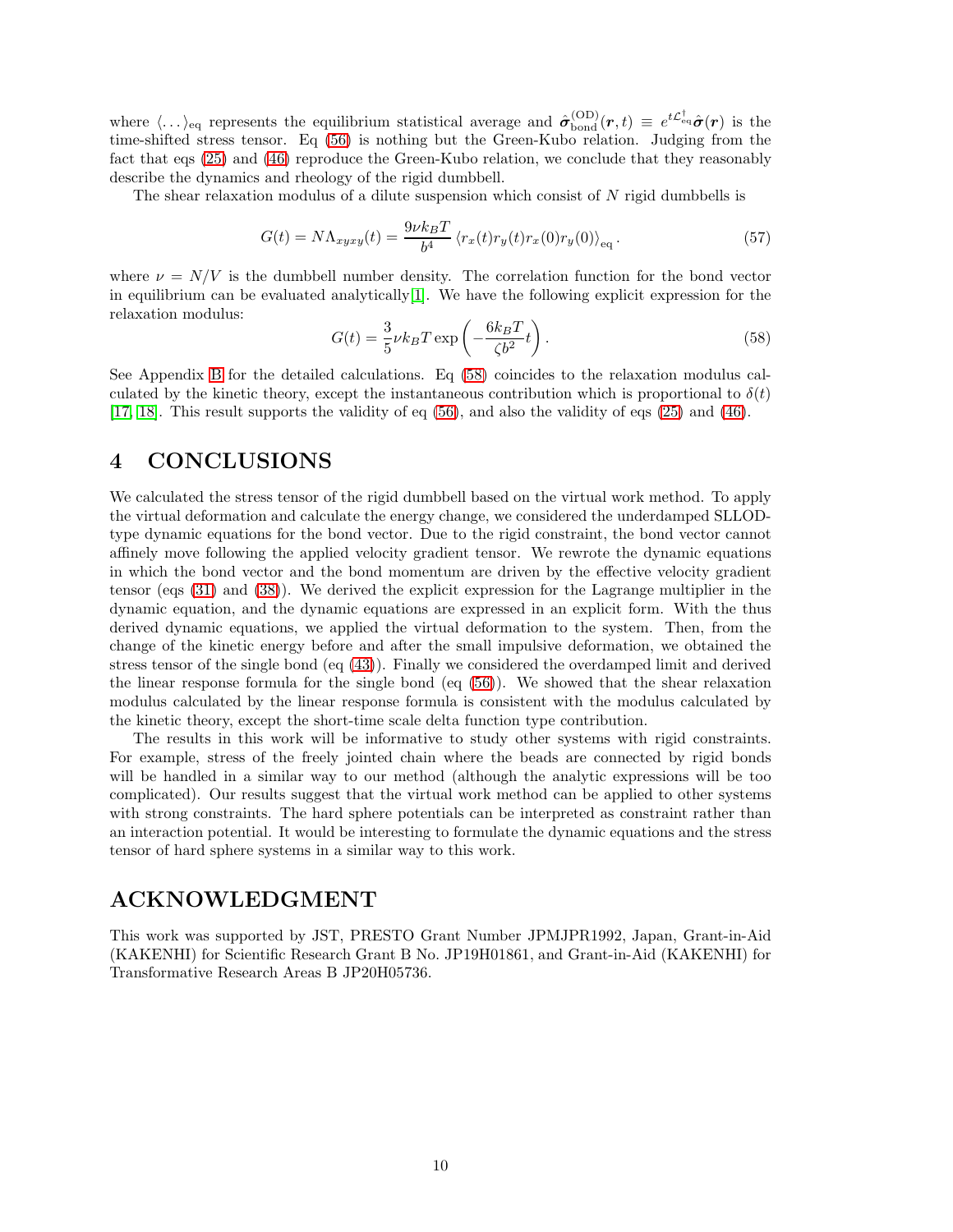where $\langle \dots \rangle_{\text{eq}}$ represents the equilibrium statistical average and $\hat{\boldsymbol{\sigma}}^{(\text{OD})}_{\text{bond}}(\boldsymbol{r}, t) \equiv e^{t\mathcal{L}^{\dagger}_{\text{eq}}} \hat{\boldsymbol{\sigma}}(\boldsymbol{r})$ is the time-shifted stress tensor. Eq (56) is nothing but the Green-Kubo relation. Judging from the fact that eqs (25) and (46) reproduce the Green-Kubo relation, we conclude that they reasonably describe the dynamics and rheology of the rigid dumbbell.

The shear relaxation modulus of a dilute suspension which consist of $N$ rigid dumbbells is

$$G(t) = N\Lambda_{xyxy}(t) = \frac{9\nu k_B T}{b^4} \left\langle r_x(t) r_y(t) r_x(0) r_y(0) \right\rangle_{\text{eq}}. \tag{57}$$

where $\nu = N/V$ is the dumbbell number density. The correlation function for the bond vector in equilibrium can be evaluated analytically[1]. We have the following explicit expression for the relaxation modulus:

$$G(t) = \frac{3}{5} \nu k_B T \exp\left(-\frac{6k_B T}{\zeta b^2} t\right). \tag{58}$$

See Appendix B for the detailed calculations. Eq (58) coincides to the relaxation modulus calculated by the kinetic theory, except the instantaneous contribution which is proportional to $\delta(t)$ [17, 18]. This result supports the validity of eq (56), and also the validity of eqs (25) and (46).

# 4 CONCLUSIONS

We calculated the stress tensor of the rigid dumbbell based on the virtual work method. To apply the virtual deformation and calculate the energy change, we considered the underdamped SLLOD-type dynamic equations for the bond vector. Due to the rigid constraint, the bond vector cannot affinely move following the applied velocity gradient tensor. We rewrote the dynamic equations in which the bond vector and the bond momentum are driven by the effective velocity gradient tensor (eqs (31) and (38)). We derived the explicit expression for the Lagrange multiplier in the dynamic equation, and the dynamic equations are expressed in an explicit form. With the thus derived dynamic equations, we applied the virtual deformation to the system. Then, from the change of the kinetic energy before and after the small impulsive deformation, we obtained the stress tensor of the single bond (eq (43)). Finally we considered the overdamped limit and derived the linear response formula for the single bond (eq (56)). We showed that the shear relaxation modulus calculated by the linear response formula is consistent with the modulus calculated by the kinetic theory, except the short-time scale delta function type contribution.

The results in this work will be informative to study other systems with rigid constraints. For example, stress of the freely jointed chain where the beads are connected by rigid bonds will be handled in a similar way to our method (although the analytic expressions will be too complicated). Our results suggest that the virtual work method can be applied to other systems with strong constraints. The hard sphere potentials can be interpreted as constraint rather than an interaction potential. It would be interesting to formulate the dynamic equations and the stress tensor of hard sphere systems in a similar way to this work.

# ACKNOWLEDGMENT

This work was supported by JST, PRESTO Grant Number JPMJPR1992, Japan, Grant-in-Aid (KAKENHI) for Scientific Research Grant B No. JP19H01861, and Grant-in-Aid (KAKENHI) for Transformative Research Areas B JP20H05736.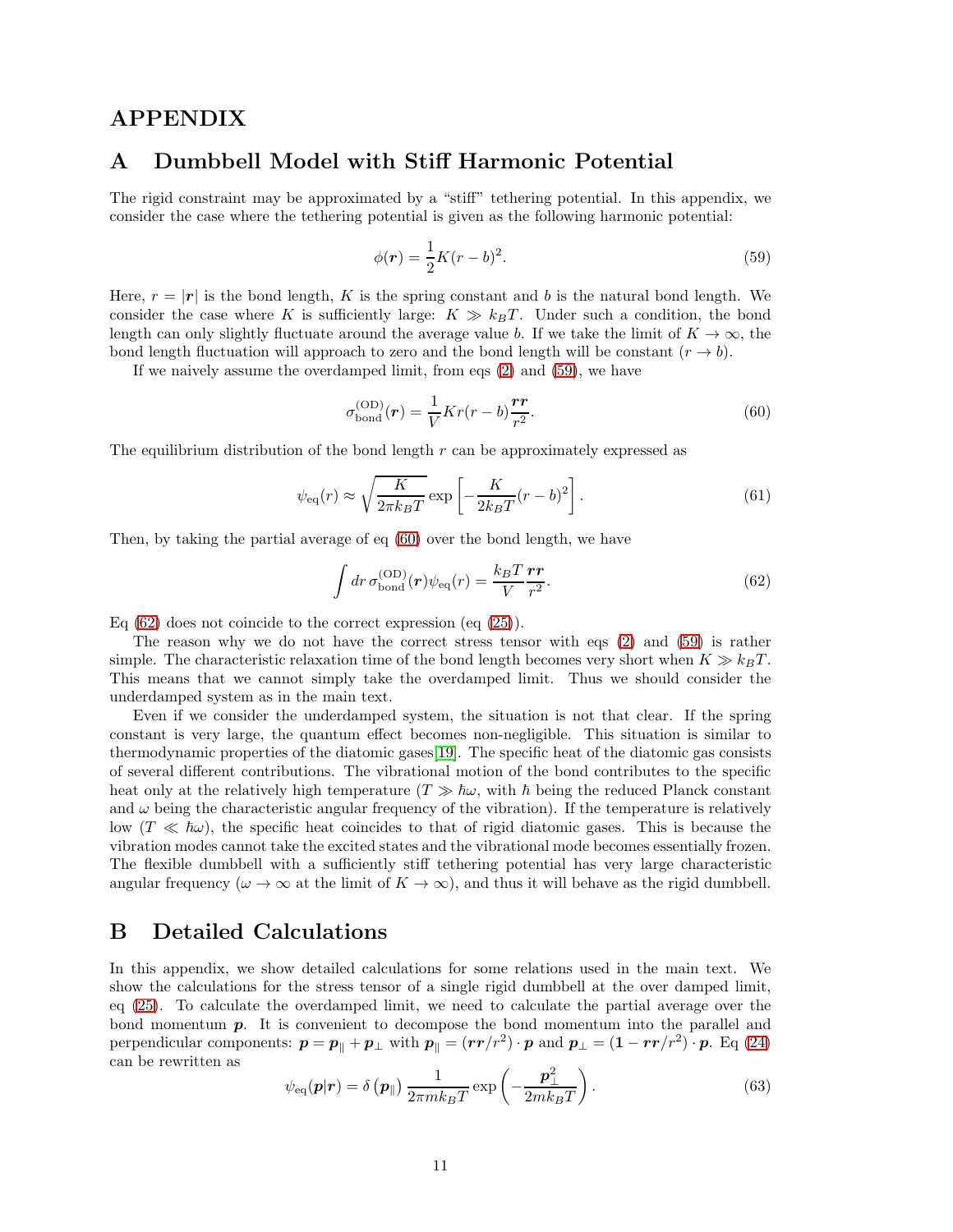# APPENDIX

## A Dumbbell Model with Stiff Harmonic Potential

The rigid constraint may be approximated by a "stiff" tethering potential. In this appendix, we consider the case where the tethering potential is given as the following harmonic potential:

$$\phi(\boldsymbol{r}) = \frac{1}{2} K (r - b)^2. \tag{59}$$

Here, $r = |\boldsymbol{r}|$ is the bond length, $K$ is the spring constant and $b$ is the natural bond length. We consider the case where $K$ is sufficiently large: $K \gg k_B T$. Under such a condition, the bond length can only slightly fluctuate around the average value $b$. If we take the limit of $K \to \infty$, the bond length fluctuation will approach to zero and the bond length will be constant ($r \to b$).

If we naively assume the overdamped limit, from eqs (2) and (59), we have

$$\sigma^{(\mathrm{OD})}_{\mathrm{bond}}(\boldsymbol{r}) = \frac{1}{V} K r (r - b) \frac{\boldsymbol{r}\boldsymbol{r}}{r^2}. \tag{60}$$

The equilibrium distribution of the bond length $r$ can be approximately expressed as

$$\psi_{\mathrm{eq}}(r) \approx \sqrt{\frac{K}{2\pi k_B T}} \exp\left[ -\frac{K}{2 k_B T} (r - b)^2 \right]. \tag{61}$$

Then, by taking the partial average of eq (60) over the bond length, we have

$$\int dr\, \sigma^{(\mathrm{OD})}_{\mathrm{bond}}(\boldsymbol{r}) \psi_{\mathrm{eq}}(r) = \frac{k_B T}{V} \frac{\boldsymbol{r}\boldsymbol{r}}{r^2}. \tag{62}$$

Eq (62) does not coincide to the correct expression (eq (25)).

The reason why we do not have the correct stress tensor with eqs (2) and (59) is rather simple. The characteristic relaxation time of the bond length becomes very short when $K \gg k_B T$. This means that we cannot simply take the overdamped limit. Thus we should consider the underdamped system as in the main text.

Even if we consider the underdamped system, the situation is not that clear. If the spring constant is very large, the quantum effect becomes non-negligible. This situation is similar to thermodynamic properties of the diatomic gases[19]. The specific heat of the diatomic gas consists of several different contributions. The vibrational motion of the bond contributes to the specific heat only at the relatively high temperature ($T \gg \hbar\omega$, with $\hbar$ being the reduced Planck constant and $\omega$ being the characteristic angular frequency of the vibration). If the temperature is relatively low ($T \ll \hbar\omega$), the specific heat coincides to that of rigid diatomic gases. This is because the vibration modes cannot take the excited states and the vibrational mode becomes essentially frozen. The flexible dumbbell with a sufficiently stiff tethering potential has very large characteristic angular frequency ($\omega \to \infty$ at the limit of $K \to \infty$), and thus it will behave as the rigid dumbbell.

## B Detailed Calculations

In this appendix, we show detailed calculations for some relations used in the main text. We show the calculations for the stress tensor of a single rigid dumbbell at the over damped limit, eq (25). To calculate the overdamped limit, we need to calculate the partial average over the bond momentum $\boldsymbol{p}$. It is convenient to decompose the bond momentum into the parallel and perpendicular components: $\boldsymbol{p} = \boldsymbol{p}_\parallel + \boldsymbol{p}_\perp$ with $\boldsymbol{p}_\parallel = (\boldsymbol{r}\boldsymbol{r}/r^2) \cdot \boldsymbol{p}$ and $\boldsymbol{p}_\perp = (\boldsymbol{1} - \boldsymbol{r}\boldsymbol{r}/r^2) \cdot \boldsymbol{p}$. Eq (24) can be rewritten as

$$\psi_{\mathrm{eq}}(\boldsymbol{p}|\boldsymbol{r}) = \delta\left(\boldsymbol{p}_\parallel\right) \frac{1}{2\pi m k_B T} \exp\left( -\frac{\boldsymbol{p}_\perp^2}{2 m k_B T} \right). \tag{63}$$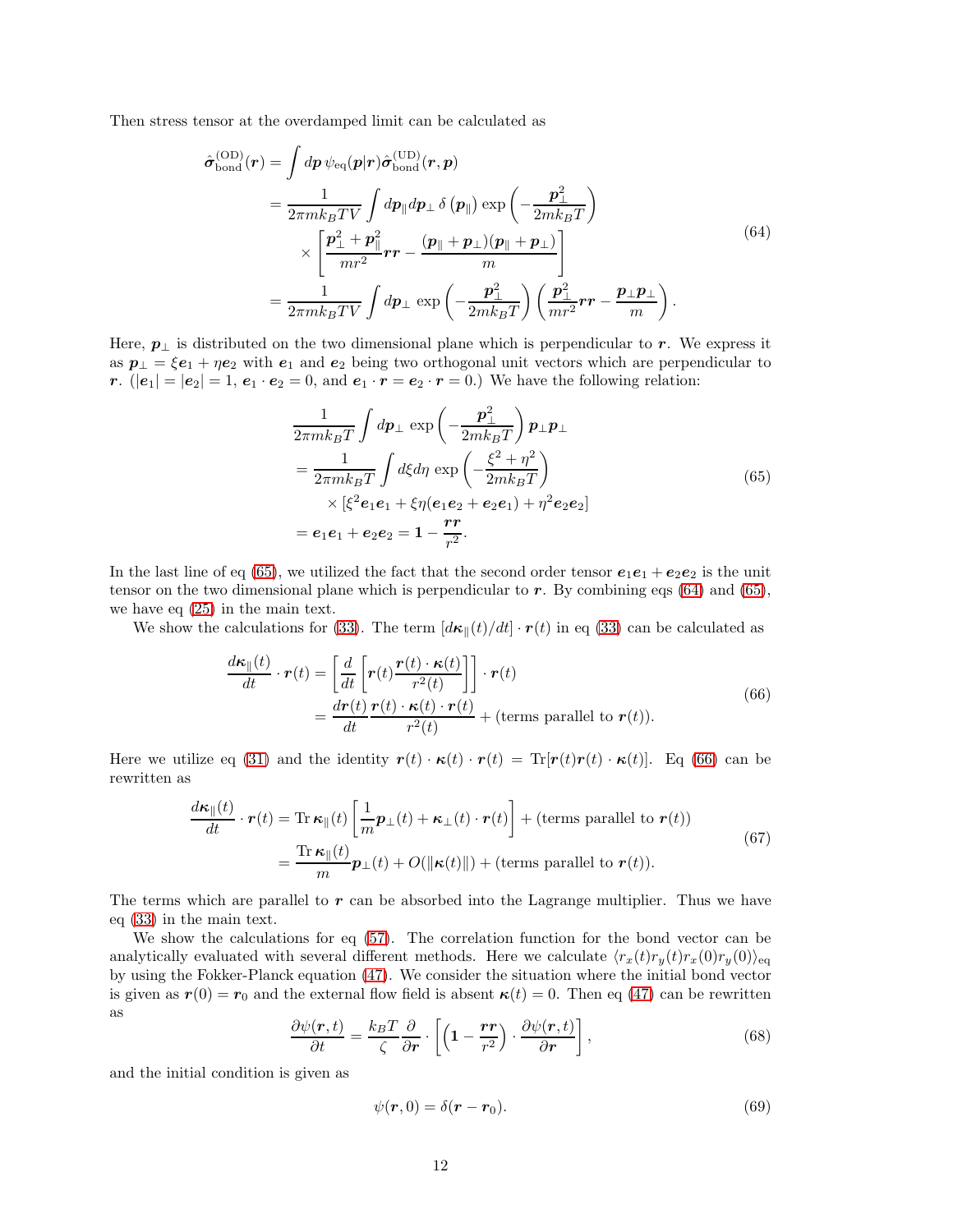Then stress tensor at the overdamped limit can be calculated as

$$
\begin{aligned}
\hat{\boldsymbol{\sigma}}_{\text{bond}}^{(\text{OD})}(\boldsymbol{r}) &= \int d\boldsymbol{p}\, \psi_{\text{eq}}(\boldsymbol{p}|\boldsymbol{r}) \hat{\boldsymbol{\sigma}}_{\text{bond}}^{(\text{UD})}(\boldsymbol{r},\boldsymbol{p}) \\
&= \frac{1}{2\pi m k_B T V} \int d\boldsymbol{p}_{\parallel} d\boldsymbol{p}_{\perp}\, \delta\left(\boldsymbol{p}_{\parallel}\right) \exp\left(-\frac{\boldsymbol{p}_{\perp}^2}{2mk_BT}\right) \\
&\quad \times \left[\frac{\boldsymbol{p}_{\perp}^2 + \boldsymbol{p}_{\parallel}^2}{mr^2}\boldsymbol{r}\boldsymbol{r} - \frac{(\boldsymbol{p}_{\parallel} + \boldsymbol{p}_{\perp})(\boldsymbol{p}_{\parallel} + \boldsymbol{p}_{\perp})}{m}\right] \\
&= \frac{1}{2\pi m k_B T V} \int d\boldsymbol{p}_{\perp}\, \exp\left(-\frac{\boldsymbol{p}_{\perp}^2}{2mk_BT}\right) \left(\frac{\boldsymbol{p}_{\perp}^2}{mr^2}\boldsymbol{r}\boldsymbol{r} - \frac{\boldsymbol{p}_{\perp}\boldsymbol{p}_{\perp}}{m}\right).
\end{aligned}
\tag{64}
$$

Here, $\boldsymbol{p}_{\perp}$ is distributed on the two dimensional plane which is perpendicular to $\boldsymbol{r}$. We express it as $\boldsymbol{p}_{\perp} = \xi \boldsymbol{e}_1 + \eta \boldsymbol{e}_2$ with $\boldsymbol{e}_1$ and $\boldsymbol{e}_2$ being two orthogonal unit vectors which are perpendicular to $\boldsymbol{r}$. ($|\boldsymbol{e}_1| = |\boldsymbol{e}_2| = 1$, $\boldsymbol{e}_1 \cdot \boldsymbol{e}_2 = 0$, and $\boldsymbol{e}_1 \cdot \boldsymbol{r} = \boldsymbol{e}_2 \cdot \boldsymbol{r} = 0$.) We have the following relation:

$$
\begin{aligned}
&\frac{1}{2\pi m k_B T} \int d\boldsymbol{p}_{\perp}\, \exp\left(-\frac{\boldsymbol{p}_{\perp}^2}{2mk_BT}\right) \boldsymbol{p}_{\perp}\boldsymbol{p}_{\perp} \\
&= \frac{1}{2\pi m k_B T} \int d\xi d\eta\, \exp\left(-\frac{\xi^2 + \eta^2}{2mk_BT}\right) \\
&\quad \times [\xi^2 \boldsymbol{e}_1\boldsymbol{e}_1 + \xi\eta(\boldsymbol{e}_1\boldsymbol{e}_2 + \boldsymbol{e}_2\boldsymbol{e}_1) + \eta^2 \boldsymbol{e}_2\boldsymbol{e}_2] \\
&= \boldsymbol{e}_1\boldsymbol{e}_1 + \boldsymbol{e}_2\boldsymbol{e}_2 = \boldsymbol{1} - \frac{\boldsymbol{r}\boldsymbol{r}}{r^2}.
\end{aligned}
\tag{65}
$$

In the last line of eq (65), we utilized the fact that the second order tensor $\boldsymbol{e}_1\boldsymbol{e}_1 + \boldsymbol{e}_2\boldsymbol{e}_2$ is the unit tensor on the two dimensional plane which is perpendicular to $\boldsymbol{r}$. By combining eqs (64) and (65), we have eq (25) in the main text.

We show the calculations for (33). The term $[d\boldsymbol{\kappa}_{\parallel}(t)/dt] \cdot \boldsymbol{r}(t)$ in eq (33) can be calculated as

$$
\begin{aligned}
\frac{d\boldsymbol{\kappa}_{\parallel}(t)}{dt} \cdot \boldsymbol{r}(t) &= \left[\frac{d}{dt}\left[\boldsymbol{r}(t)\frac{\boldsymbol{r}(t) \cdot \boldsymbol{\kappa}(t)}{r^2(t)}\right]\right] \cdot \boldsymbol{r}(t) \\
&= \frac{d\boldsymbol{r}(t)}{dt}\frac{\boldsymbol{r}(t) \cdot \boldsymbol{\kappa}(t) \cdot \boldsymbol{r}(t)}{r^2(t)} + (\text{terms parallel to } \boldsymbol{r}(t)).
\end{aligned}
\tag{66}
$$

Here we utilize eq (31) and the identity $\boldsymbol{r}(t) \cdot \boldsymbol{\kappa}(t) \cdot \boldsymbol{r}(t) = \operatorname{Tr}[\boldsymbol{r}(t)\boldsymbol{r}(t) \cdot \boldsymbol{\kappa}(t)]$. Eq (66) can be rewritten as

$$
\begin{aligned}
\frac{d\boldsymbol{\kappa}_{\parallel}(t)}{dt} \cdot \boldsymbol{r}(t) &= \operatorname{Tr}\boldsymbol{\kappa}_{\parallel}(t)\left[\frac{1}{m}\boldsymbol{p}_{\perp}(t) + \boldsymbol{\kappa}_{\perp}(t) \cdot \boldsymbol{r}(t)\right] + (\text{terms parallel to } \boldsymbol{r}(t)) \\
&= \frac{\operatorname{Tr}\boldsymbol{\kappa}_{\parallel}(t)}{m}\boldsymbol{p}_{\perp}(t) + O(\|\boldsymbol{\kappa}(t)\|) + (\text{terms parallel to } \boldsymbol{r}(t)).
\end{aligned}
\tag{67}
$$

The terms which are parallel to $\boldsymbol{r}$ can be absorbed into the Lagrange multiplier. Thus we have eq (33) in the main text.

We show the calculations for eq (57). The correlation function for the bond vector can be analytically evaluated with several different methods. Here we calculate $\langle r_x(t) r_y(t) r_x(0) r_y(0)\rangle_{\text{eq}}$ by using the Fokker-Planck equation (47). We consider the situation where the initial bond vector is given as $\boldsymbol{r}(0) = \boldsymbol{r}_0$ and the external flow field is absent $\boldsymbol{\kappa}(t) = 0$. Then eq (47) can be rewritten as

$$
\frac{\partial \psi(\boldsymbol{r},t)}{\partial t} = \frac{k_B T}{\zeta}\frac{\partial}{\partial \boldsymbol{r}} \cdot \left[\left(\boldsymbol{1} - \frac{\boldsymbol{r}\boldsymbol{r}}{r^2}\right) \cdot \frac{\partial \psi(\boldsymbol{r},t)}{\partial \boldsymbol{r}}\right],
\tag{68}
$$

and the initial condition is given as

$$
\psi(\boldsymbol{r},0) = \delta(\boldsymbol{r} - \boldsymbol{r}_0).
\tag{69}
$$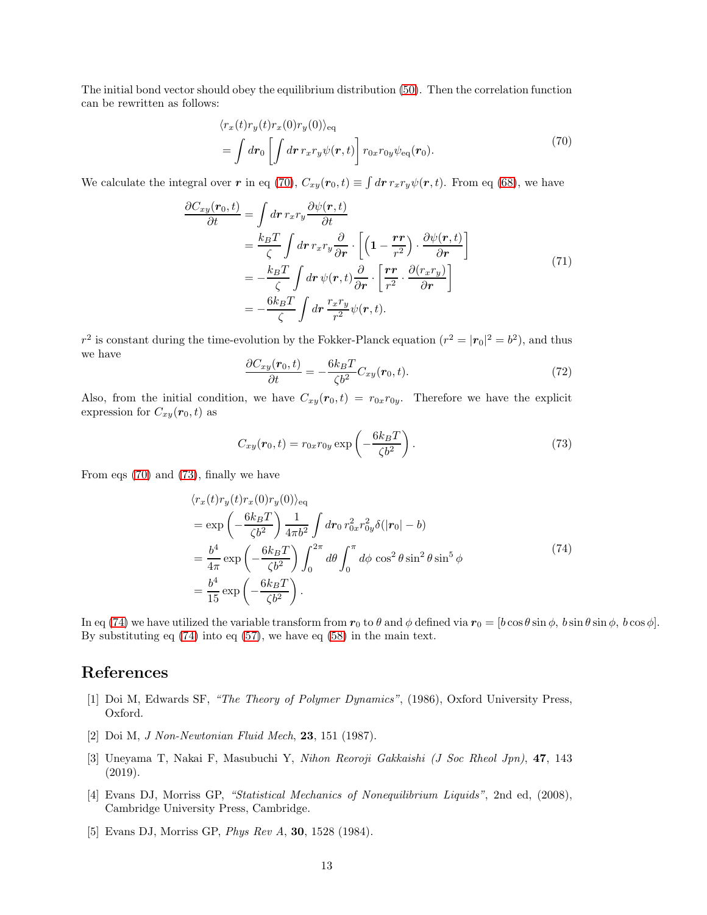The initial bond vector should obey the equilibrium distribution (50). Then the correlation function can be rewritten as follows:

$$
\begin{aligned}
&\langle r_x(t) r_y(t) r_x(0) r_y(0)\rangle_{\text{eq}} \\
&= \int d\boldsymbol{r}_0 \left[ \int d\boldsymbol{r}\, r_x r_y \psi(\boldsymbol{r}, t) \right] r_{0x} r_{0y} \psi_{\text{eq}}(\boldsymbol{r}_0).
\end{aligned}
\tag{70}
$$

We calculate the integral over $\boldsymbol{r}$ in eq (70), $C_{xy}(\boldsymbol{r}_0, t) \equiv \int d\boldsymbol{r}\, r_x r_y \psi(\boldsymbol{r}, t)$. From eq (68), we have

$$
\begin{aligned}
\frac{\partial C_{xy}(\boldsymbol{r}_0, t)}{\partial t} &= \int d\boldsymbol{r}\, r_x r_y \frac{\partial \psi(\boldsymbol{r}, t)}{\partial t} \\
&= \frac{k_B T}{\zeta} \int d\boldsymbol{r}\, r_x r_y \frac{\partial}{\partial \boldsymbol{r}} \cdot \left[ \left( \mathbf{1} - \frac{\boldsymbol{r}\boldsymbol{r}}{r^2} \right) \cdot \frac{\partial \psi(\boldsymbol{r}, t)}{\partial \boldsymbol{r}} \right] \\
&= -\frac{k_B T}{\zeta} \int d\boldsymbol{r}\, \psi(\boldsymbol{r}, t) \frac{\partial}{\partial \boldsymbol{r}} \cdot \left[ \frac{\boldsymbol{r}\boldsymbol{r}}{r^2} \cdot \frac{\partial (r_x r_y)}{\partial \boldsymbol{r}} \right] \\
&= -\frac{6 k_B T}{\zeta} \int d\boldsymbol{r}\, \frac{r_x r_y}{r^2} \psi(\boldsymbol{r}, t).
\end{aligned}
\tag{71}
$$

$r^2$ is constant during the time-evolution by the Fokker-Planck equation ($r^2 = |\boldsymbol{r}_0|^2 = b^2$), and thus we have

$$
\frac{\partial C_{xy}(\boldsymbol{r}_0, t)}{\partial t} = -\frac{6 k_B T}{\zeta b^2} C_{xy}(\boldsymbol{r}_0, t).
\tag{72}
$$

Also, from the initial condition, we have $C_{xy}(\boldsymbol{r}_0, t) = r_{0x} r_{0y}$. Therefore we have the explicit expression for $C_{xy}(\boldsymbol{r}_0, t)$ as

$$
C_{xy}(\boldsymbol{r}_0, t) = r_{0x} r_{0y} \exp\left( -\frac{6 k_B T}{\zeta b^2} \right).
\tag{73}
$$

From eqs (70) and (73), finally we have

$$
\begin{aligned}
&\langle r_x(t) r_y(t) r_x(0) r_y(0)\rangle_{\text{eq}} \\
&= \exp\left( -\frac{6 k_B T}{\zeta b^2} \right) \frac{1}{4\pi b^2} \int d\boldsymbol{r}_0\, r_{0x}^2 r_{0y}^2 \delta(|\boldsymbol{r}_0| - b) \\
&= \frac{b^4}{4\pi} \exp\left( -\frac{6 k_B T}{\zeta b^2} \right) \int_0^{2\pi} d\theta \int_0^{\pi} d\phi\, \cos^2\theta \sin^2\theta \sin^5\phi \\
&= \frac{b^4}{15} \exp\left( -\frac{6 k_B T}{\zeta b^2} \right).
\end{aligned}
\tag{74}
$$

In eq (74) we have utilized the variable transform from $\boldsymbol{r}_0$ to $\theta$ and $\phi$ defined via $\boldsymbol{r}_0 = [b\cos\theta\sin\phi,\ b\sin\theta\sin\phi,\ b\cos\phi]$. By substituting eq (74) into eq (57), we have eq (58) in the main text.

# References

[1] Doi M, Edwards SF, *"The Theory of Polymer Dynamics"*, (1986), Oxford University Press, Oxford.

[2] Doi M, *J Non-Newtonian Fluid Mech*, **23**, 151 (1987).

[3] Uneyama T, Nakai F, Masubuchi Y, *Nihon Reoroji Gakkaishi (J Soc Rheol Jpn)*, **47**, 143 (2019).

[4] Evans DJ, Morriss GP, *"Statistical Mechanics of Nonequilibrium Liquids"*, 2nd ed, (2008), Cambridge University Press, Cambridge.

[5] Evans DJ, Morriss GP, *Phys Rev A*, **30**, 1528 (1984).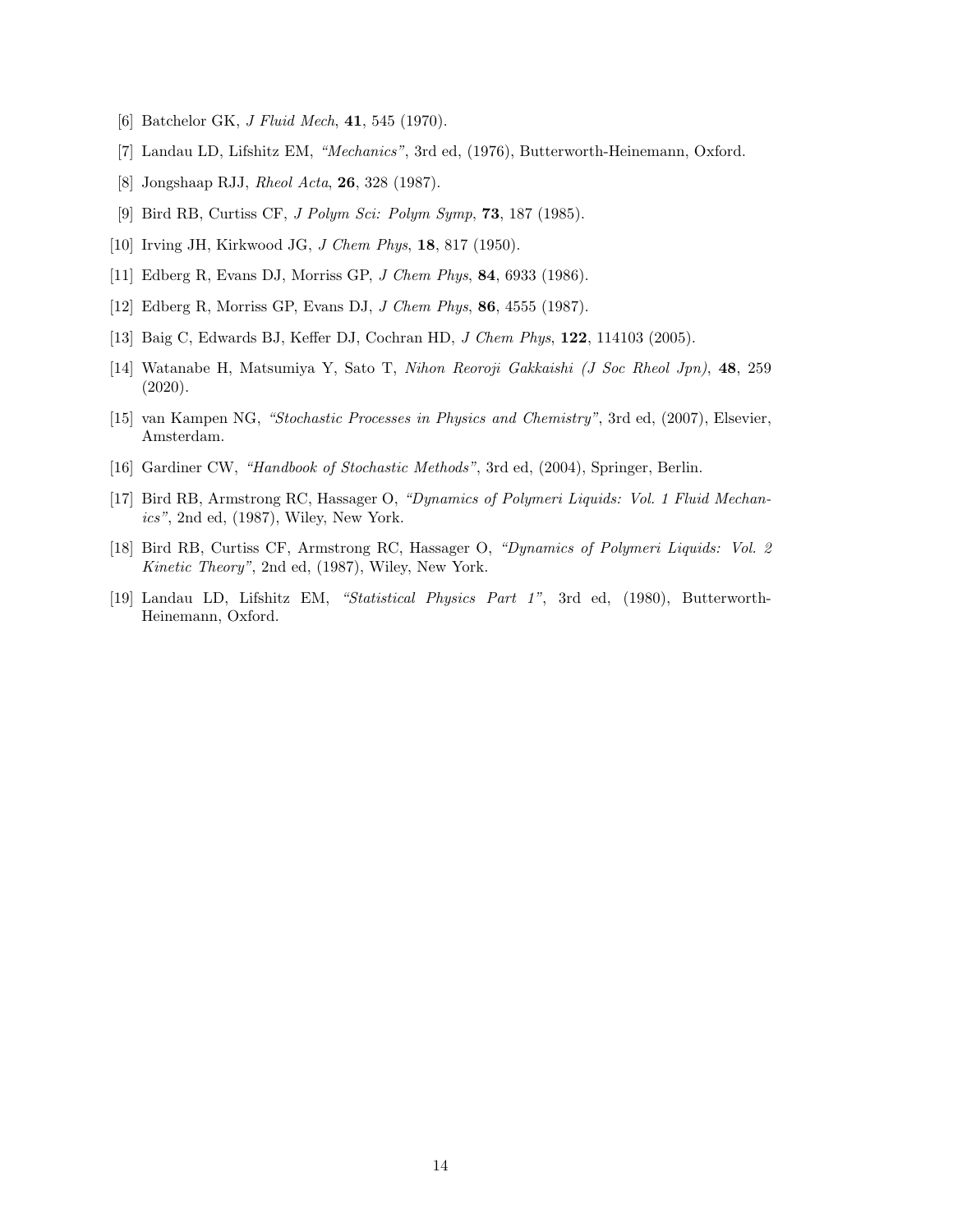[6] Batchelor GK, *J Fluid Mech*, **41**, 545 (1970).

[7] Landau LD, Lifshitz EM, *"Mechanics"*, 3rd ed, (1976), Butterworth-Heinemann, Oxford.

[8] Jongshaap RJJ, *Rheol Acta*, **26**, 328 (1987).

[9] Bird RB, Curtiss CF, *J Polym Sci: Polym Symp*, **73**, 187 (1985).

[10] Irving JH, Kirkwood JG, *J Chem Phys*, **18**, 817 (1950).

[11] Edberg R, Evans DJ, Morriss GP, *J Chem Phys*, **84**, 6933 (1986).

[12] Edberg R, Morriss GP, Evans DJ, *J Chem Phys*, **86**, 4555 (1987).

[13] Baig C, Edwards BJ, Keffer DJ, Cochran HD, *J Chem Phys*, **122**, 114103 (2005).

[14] Watanabe H, Matsumiya Y, Sato T, *Nihon Reoroji Gakkaishi (J Soc Rheol Jpn)*, **48**, 259 (2020).

[15] van Kampen NG, *"Stochastic Processes in Physics and Chemistry"*, 3rd ed, (2007), Elsevier, Amsterdam.

[16] Gardiner CW, *"Handbook of Stochastic Methods"*, 3rd ed, (2004), Springer, Berlin.

[17] Bird RB, Armstrong RC, Hassager O, *"Dynamics of Polymeri Liquids: Vol. 1 Fluid Mechanics"*, 2nd ed, (1987), Wiley, New York.

[18] Bird RB, Curtiss CF, Armstrong RC, Hassager O, *"Dynamics of Polymeri Liquids: Vol. 2 Kinetic Theory"*, 2nd ed, (1987), Wiley, New York.

[19] Landau LD, Lifshitz EM, *"Statistical Physics Part 1"*, 3rd ed, (1980), Butterworth-Heinemann, Oxford.